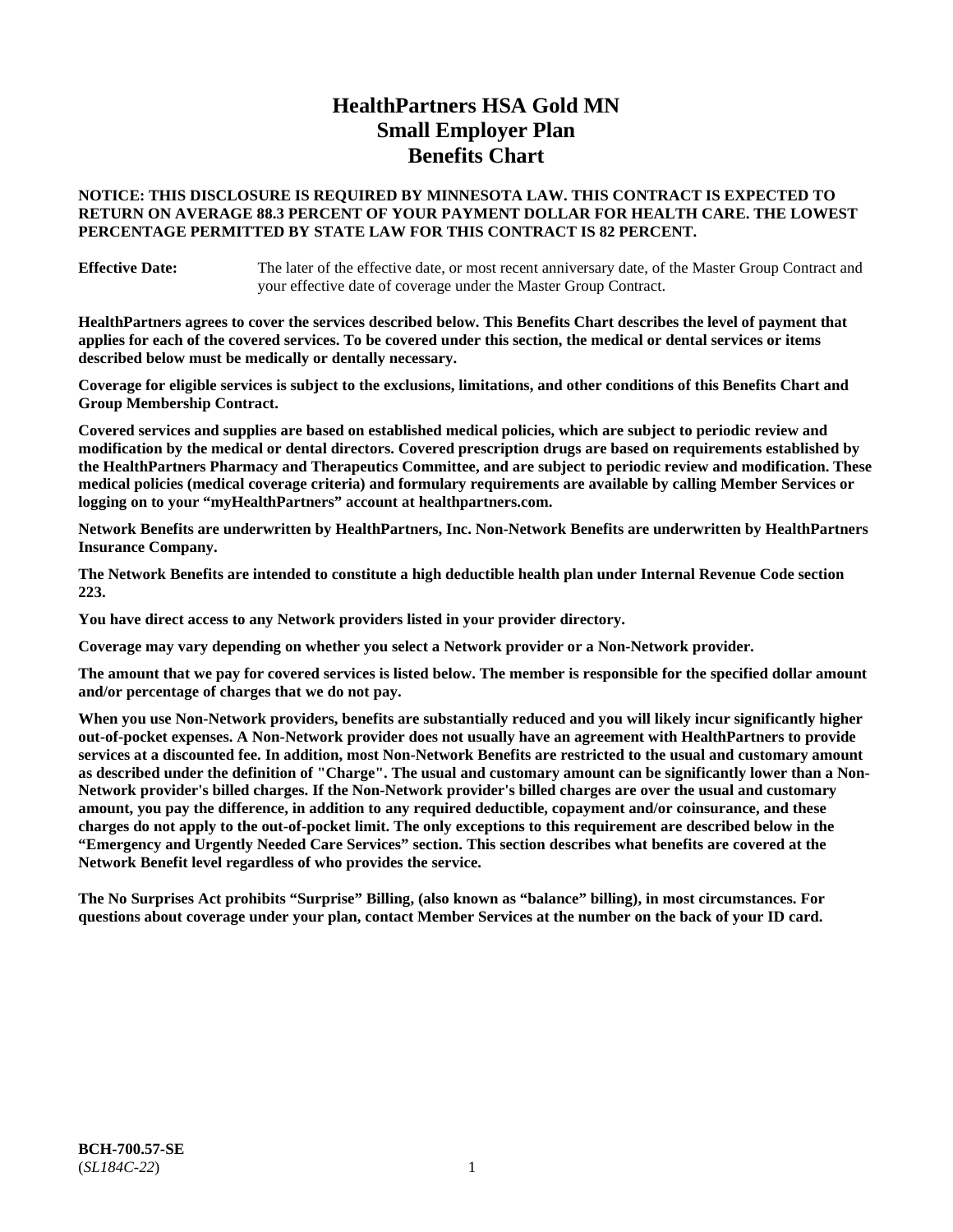# HealthPartners HSA Gold MN Small Employer Plan Benefits Chart

**NOTICE: THIS DISCLOSURE IS REQUIRED BY MINNESOTA LAW. THIS CONTRACT IS EXPECTED TO RETURN ON AVERAGE 88.3 PERCENT OF YOUR PAYMENT DOLLAR FOR HEALTH CARE. THE LOWEST PERCENTAGE PERMITTED BY STATE LAW FOR THIS CONTRACT IS 82 PERCENT.**

**Effective Date:** The later of the effective date, or most recent anniversary date, of the Master Group Contract and your effective date of coverage under the Master Group Contract.

**HealthPartners agrees to cover the services described below. This Benefits Chart describes the level of payment that applies for each of the covered services. To be covered under this section, the medical or dental services or items described below must be medically or dentally necessary.**

**Coverage for eligible services is subject to the exclusions, limitations, and other conditions of this Benefits Chart and Group Membership Contract.**

**Covered services and supplies are based on established medical policies, which are subject to periodic review and modification by the medical or dental directors. Covered prescription drugs are based on requirements established by the HealthPartners Pharmacy and Therapeutics Committee, and are subject to periodic review and modification. These medical policies (medical coverage criteria) and formulary requirements are available by calling Member Services or logging on to your "myHealthPartners" account at healthpartners.com.**

**Network Benefits are underwritten by HealthPartners, Inc. Non-Network Benefits are underwritten by HealthPartners Insurance Company.**

**The Network Benefits are intended to constitute a high deductible health plan under Internal Revenue Code section 223.**

**You have direct access to any Network providers listed in your provider directory.**

**Coverage may vary depending on whether you select a Network provider or a Non-Network provider.**

**The amount that we pay for covered services is listed below. The member is responsible for the specified dollar amount and/or percentage of charges that we do not pay.**

**When you use Non-Network providers, benefits are substantially reduced and you will likely incur significantly higher out-of-pocket expenses. A Non-Network provider does not usually have an agreement with HealthPartners to provide services at a discounted fee. In addition, most Non-Network Benefits are restricted to the usual and customary amount as described under the definition of "Charge". The usual and customary amount can be significantly lower than a Non-Network provider's billed charges. If the Non-Network provider's billed charges are over the usual and customary amount, you pay the difference, in addition to any required deductible, copayment and/or coinsurance, and these charges do not apply to the out-of-pocket limit. The only exceptions to this requirement are described below in the "Emergency and Urgently Needed Care Services" section. This section describes what benefits are covered at the Network Benefit level regardless of who provides the service.**

**The No Surprises Act prohibits "Surprise" Billing, (also known as "balance" billing), in most circumstances. For questions about coverage under your plan, contact Member Services at the number on the back of your ID card.**

**BCH-700.57-SE**
(*SL184C-22*)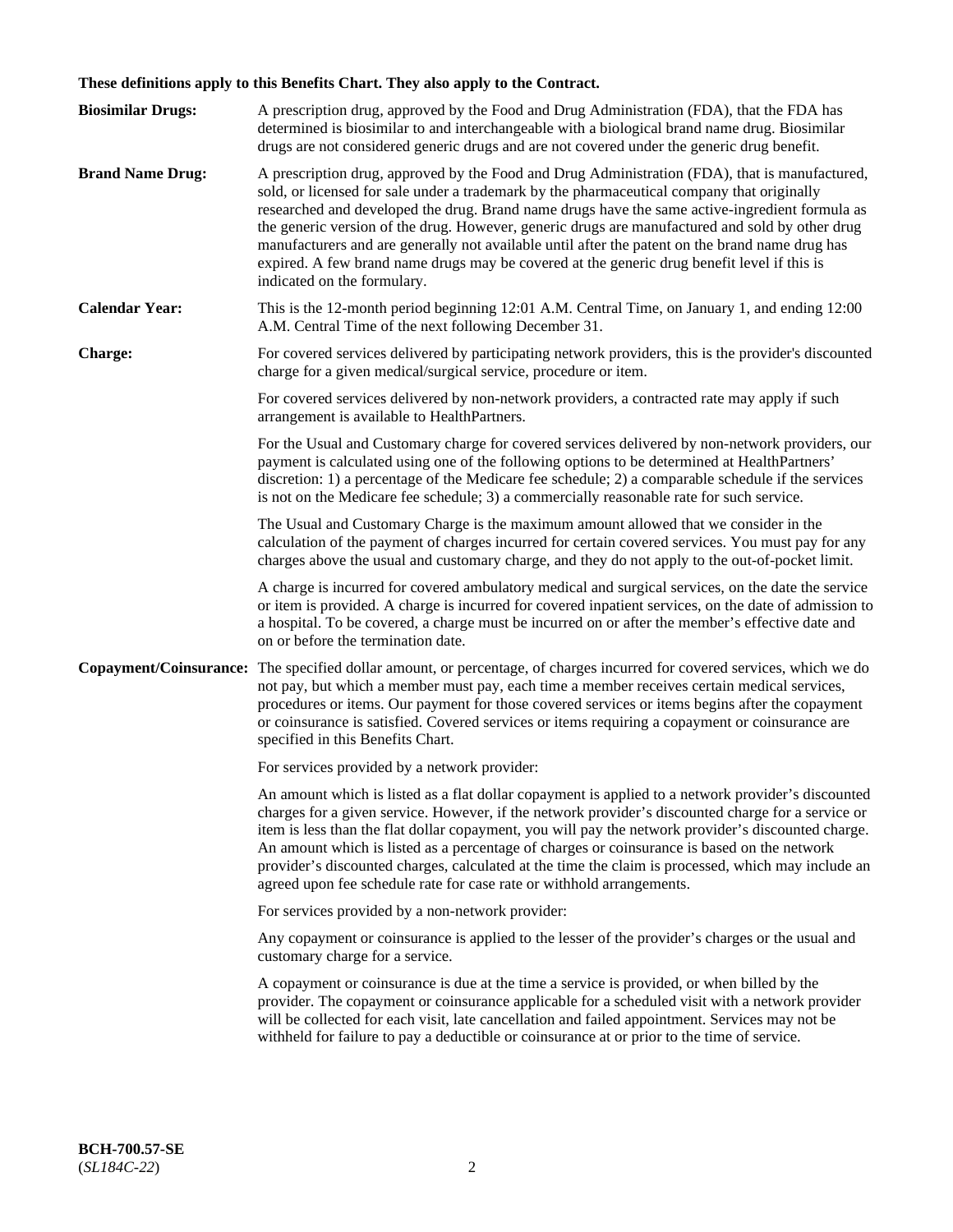**These definitions apply to this Benefits Chart. They also apply to the Contract.**

**Biosimilar Drugs:** A prescription drug, approved by the Food and Drug Administration (FDA), that the FDA has determined is biosimilar to and interchangeable with a biological brand name drug. Biosimilar drugs are not considered generic drugs and are not covered under the generic drug benefit.

**Brand Name Drug:** A prescription drug, approved by the Food and Drug Administration (FDA), that is manufactured, sold, or licensed for sale under a trademark by the pharmaceutical company that originally researched and developed the drug. Brand name drugs have the same active-ingredient formula as the generic version of the drug. However, generic drugs are manufactured and sold by other drug manufacturers and are generally not available until after the patent on the brand name drug has expired. A few brand name drugs may be covered at the generic drug benefit level if this is indicated on the formulary.

**Calendar Year:** This is the 12-month period beginning 12:01 A.M. Central Time, on January 1, and ending 12:00 A.M. Central Time of the next following December 31.

**Charge:** For covered services delivered by participating network providers, this is the provider's discounted charge for a given medical/surgical service, procedure or item.

For covered services delivered by non-network providers, a contracted rate may apply if such arrangement is available to HealthPartners.

For the Usual and Customary charge for covered services delivered by non-network providers, our payment is calculated using one of the following options to be determined at HealthPartners' discretion: 1) a percentage of the Medicare fee schedule; 2) a comparable schedule if the services is not on the Medicare fee schedule; 3) a commercially reasonable rate for such service.

The Usual and Customary Charge is the maximum amount allowed that we consider in the calculation of the payment of charges incurred for certain covered services. You must pay for any charges above the usual and customary charge, and they do not apply to the out-of-pocket limit.

A charge is incurred for covered ambulatory medical and surgical services, on the date the service or item is provided. A charge is incurred for covered inpatient services, on the date of admission to a hospital. To be covered, a charge must be incurred on or after the member's effective date and on or before the termination date.

**Copayment/Coinsurance:** The specified dollar amount, or percentage, of charges incurred for covered services, which we do not pay, but which a member must pay, each time a member receives certain medical services, procedures or items. Our payment for those covered services or items begins after the copayment or coinsurance is satisfied. Covered services or items requiring a copayment or coinsurance are specified in this Benefits Chart.

For services provided by a network provider:

An amount which is listed as a flat dollar copayment is applied to a network provider's discounted charges for a given service. However, if the network provider's discounted charge for a service or item is less than the flat dollar copayment, you will pay the network provider's discounted charge. An amount which is listed as a percentage of charges or coinsurance is based on the network provider's discounted charges, calculated at the time the claim is processed, which may include an agreed upon fee schedule rate for case rate or withhold arrangements.

For services provided by a non-network provider:

Any copayment or coinsurance is applied to the lesser of the provider's charges or the usual and customary charge for a service.

A copayment or coinsurance is due at the time a service is provided, or when billed by the provider. The copayment or coinsurance applicable for a scheduled visit with a network provider will be collected for each visit, late cancellation and failed appointment. Services may not be withheld for failure to pay a deductible or coinsurance at or prior to the time of service.

**BCH-700.57-SE**
(*SL184C-22*)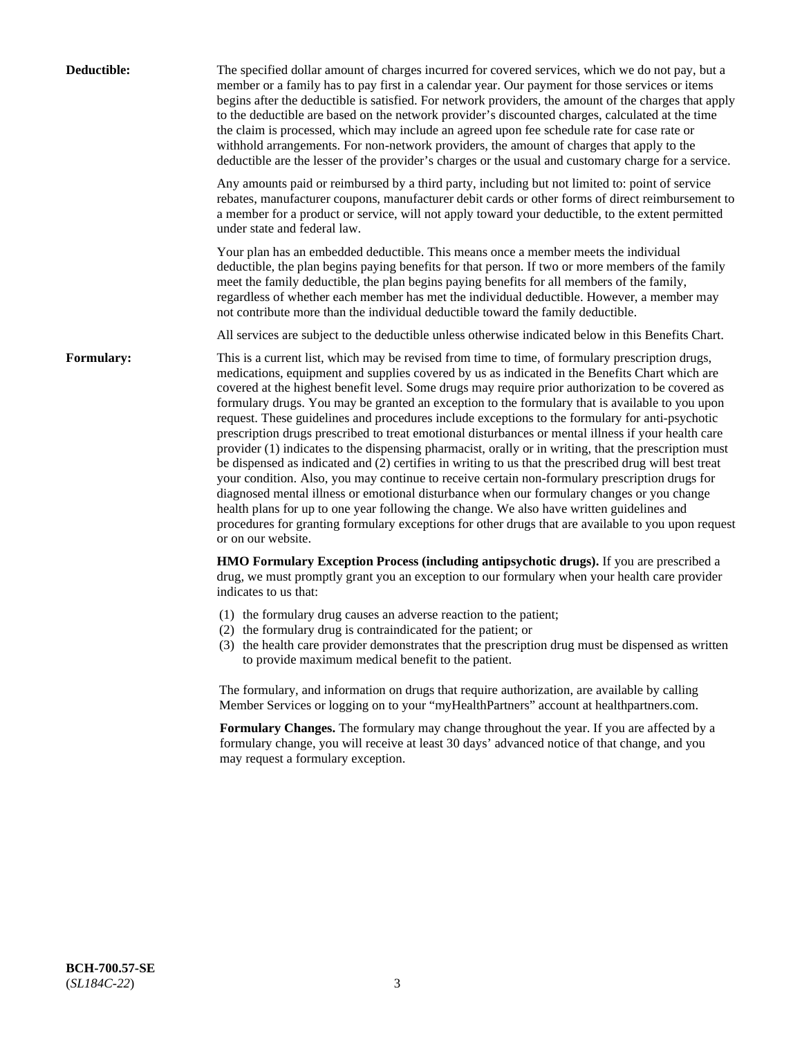**Deductible:** The specified dollar amount of charges incurred for covered services, which we do not pay, but a member or a family has to pay first in a calendar year. Our payment for those services or items begins after the deductible is satisfied. For network providers, the amount of the charges that apply to the deductible are based on the network provider's discounted charges, calculated at the time the claim is processed, which may include an agreed upon fee schedule rate for case rate or withhold arrangements. For non-network providers, the amount of charges that apply to the deductible are the lesser of the provider's charges or the usual and customary charge for a service.

Any amounts paid or reimbursed by a third party, including but not limited to: point of service rebates, manufacturer coupons, manufacturer debit cards or other forms of direct reimbursement to a member for a product or service, will not apply toward your deductible, to the extent permitted under state and federal law.

Your plan has an embedded deductible. This means once a member meets the individual deductible, the plan begins paying benefits for that person. If two or more members of the family meet the family deductible, the plan begins paying benefits for all members of the family, regardless of whether each member has met the individual deductible. However, a member may not contribute more than the individual deductible toward the family deductible.

All services are subject to the deductible unless otherwise indicated below in this Benefits Chart.

**Formulary:** This is a current list, which may be revised from time to time, of formulary prescription drugs, medications, equipment and supplies covered by us as indicated in the Benefits Chart which are covered at the highest benefit level. Some drugs may require prior authorization to be covered as formulary drugs. You may be granted an exception to the formulary that is available to you upon request. These guidelines and procedures include exceptions to the formulary for anti-psychotic prescription drugs prescribed to treat emotional disturbances or mental illness if your health care provider (1) indicates to the dispensing pharmacist, orally or in writing, that the prescription must be dispensed as indicated and (2) certifies in writing to us that the prescribed drug will best treat your condition. Also, you may continue to receive certain non-formulary prescription drugs for diagnosed mental illness or emotional disturbance when our formulary changes or you change health plans for up to one year following the change. We also have written guidelines and procedures for granting formulary exceptions for other drugs that are available to you upon request or on our website.

**HMO Formulary Exception Process (including antipsychotic drugs).** If you are prescribed a drug, we must promptly grant you an exception to our formulary when your health care provider indicates to us that:

(1) the formulary drug causes an adverse reaction to the patient;
(2) the formulary drug is contraindicated for the patient; or
(3) the health care provider demonstrates that the prescription drug must be dispensed as written to provide maximum medical benefit to the patient.

The formulary, and information on drugs that require authorization, are available by calling Member Services or logging on to your "myHealthPartners" account at healthpartners.com.

**Formulary Changes.** The formulary may change throughout the year. If you are affected by a formulary change, you will receive at least 30 days' advanced notice of that change, and you may request a formulary exception.

**BCH-700.57-SE**
(*SL184C-22*)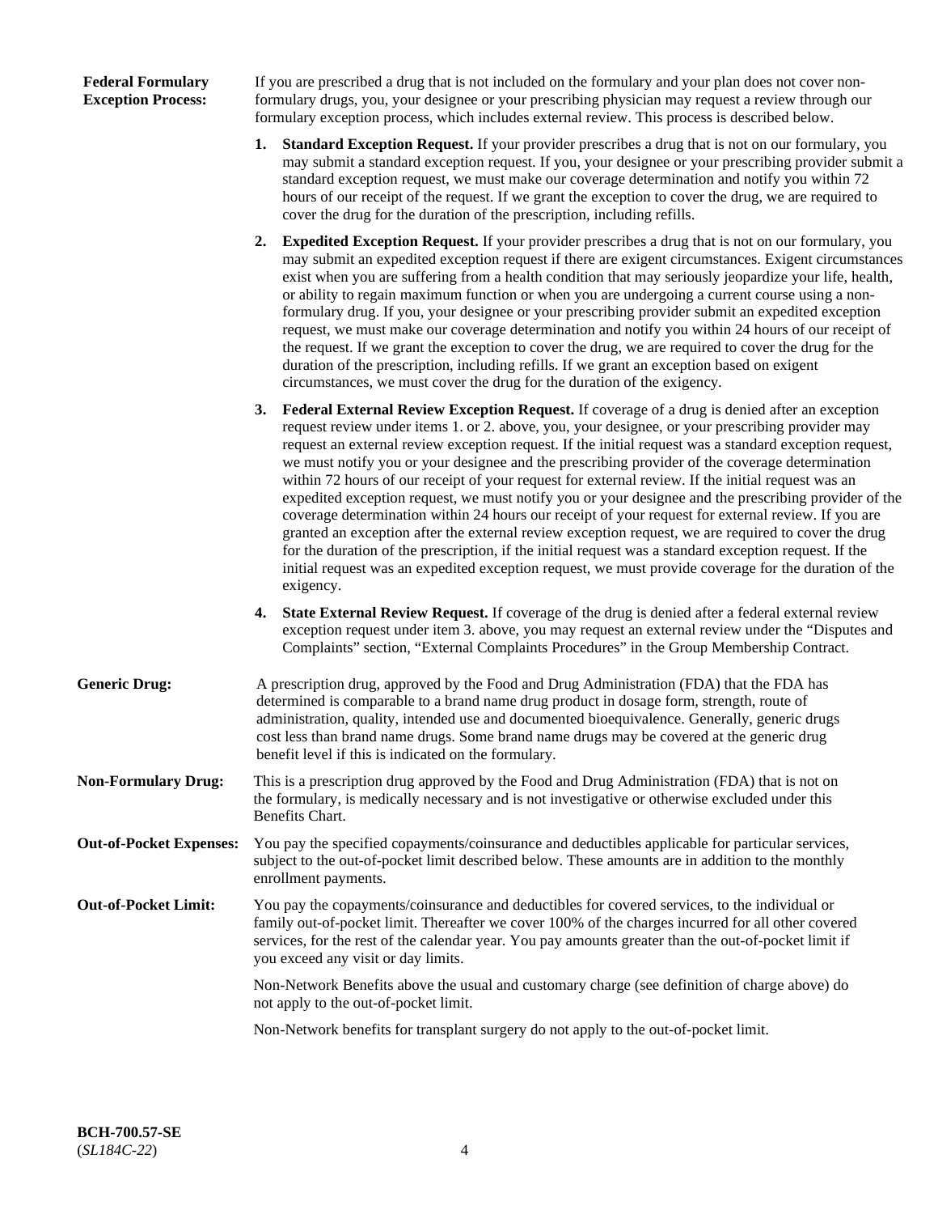**Federal Formulary Exception Process:**

If you are prescribed a drug that is not included on the formulary and your plan does not cover non-formulary drugs, you, your designee or your prescribing physician may request a review through our formulary exception process, which includes external review. This process is described below.

1. **Standard Exception Request.** If your provider prescribes a drug that is not on our formulary, you may submit a standard exception request. If you, your designee or your prescribing provider submit a standard exception request, we must make our coverage determination and notify you within 72 hours of our receipt of the request. If we grant the exception to cover the drug, we are required to cover the drug for the duration of the prescription, including refills.

2. **Expedited Exception Request.** If your provider prescribes a drug that is not on our formulary, you may submit an expedited exception request if there are exigent circumstances. Exigent circumstances exist when you are suffering from a health condition that may seriously jeopardize your life, health, or ability to regain maximum function or when you are undergoing a current course using a non-formulary drug. If you, your designee or your prescribing provider submit an expedited exception request, we must make our coverage determination and notify you within 24 hours of our receipt of the request. If we grant the exception to cover the drug, we are required to cover the drug for the duration of the prescription, including refills. If we grant an exception based on exigent circumstances, we must cover the drug for the duration of the exigency.

3. **Federal External Review Exception Request.** If coverage of a drug is denied after an exception request review under items 1. or 2. above, you, your designee, or your prescribing provider may request an external review exception request. If the initial request was a standard exception request, we must notify you or your designee and the prescribing provider of the coverage determination within 72 hours of our receipt of your request for external review. If the initial request was an expedited exception request, we must notify you or your designee and the prescribing provider of the coverage determination within 24 hours our receipt of your request for external review. If you are granted an exception after the external review exception request, we are required to cover the drug for the duration of the prescription, if the initial request was a standard exception request. If the initial request was an expedited exception request, we must provide coverage for the duration of the exigency.

4. **State External Review Request.** If coverage of the drug is denied after a federal external review exception request under item 3. above, you may request an external review under the "Disputes and Complaints" section, "External Complaints Procedures" in the Group Membership Contract.

**Generic Drug:**

A prescription drug, approved by the Food and Drug Administration (FDA) that the FDA has determined is comparable to a brand name drug product in dosage form, strength, route of administration, quality, intended use and documented bioequivalence. Generally, generic drugs cost less than brand name drugs. Some brand name drugs may be covered at the generic drug benefit level if this is indicated on the formulary.

**Non-Formulary Drug:**

This is a prescription drug approved by the Food and Drug Administration (FDA) that is not on the formulary, is medically necessary and is not investigative or otherwise excluded under this Benefits Chart.

**Out-of-Pocket Expenses:**

You pay the specified copayments/coinsurance and deductibles applicable for particular services, subject to the out-of-pocket limit described below. These amounts are in addition to the monthly enrollment payments.

**Out-of-Pocket Limit:**

You pay the copayments/coinsurance and deductibles for covered services, to the individual or family out-of-pocket limit. Thereafter we cover 100% of the charges incurred for all other covered services, for the rest of the calendar year. You pay amounts greater than the out-of-pocket limit if you exceed any visit or day limits.

Non-Network Benefits above the usual and customary charge (see definition of charge above) do not apply to the out-of-pocket limit.

Non-Network benefits for transplant surgery do not apply to the out-of-pocket limit.

**BCH-700.57-SE**
(*SL184C-22*)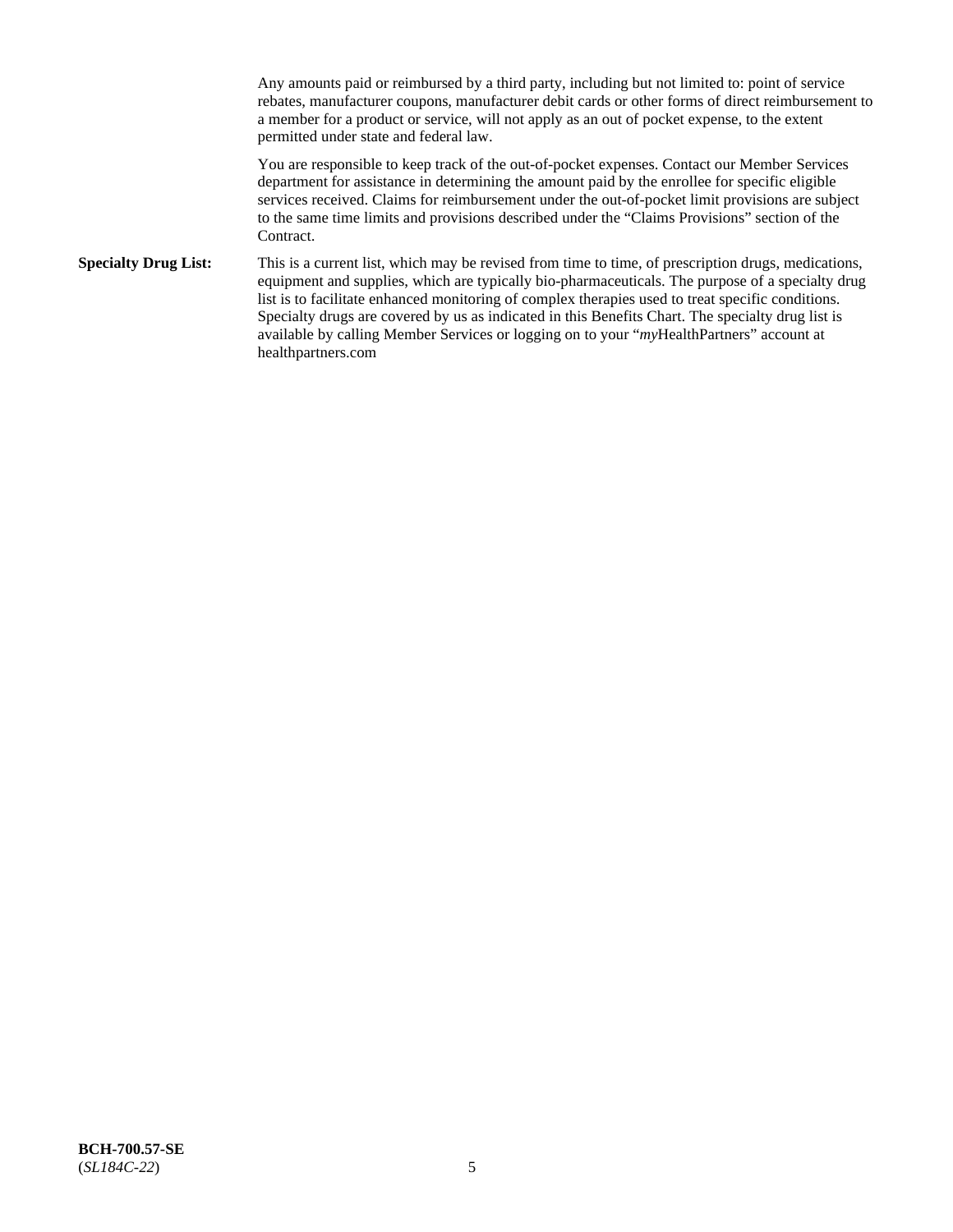Any amounts paid or reimbursed by a third party, including but not limited to: point of service rebates, manufacturer coupons, manufacturer debit cards or other forms of direct reimbursement to a member for a product or service, will not apply as an out of pocket expense, to the extent permitted under state and federal law.

You are responsible to keep track of the out-of-pocket expenses. Contact our Member Services department for assistance in determining the amount paid by the enrollee for specific eligible services received. Claims for reimbursement under the out-of-pocket limit provisions are subject to the same time limits and provisions described under the "Claims Provisions" section of the Contract.

**Specialty Drug List:** This is a current list, which may be revised from time to time, of prescription drugs, medications, equipment and supplies, which are typically bio-pharmaceuticals. The purpose of a specialty drug list is to facilitate enhanced monitoring of complex therapies used to treat specific conditions. Specialty drugs are covered by us as indicated in this Benefits Chart. The specialty drug list is available by calling Member Services or logging on to your "*my*HealthPartners" account at healthpartners.com

**BCH-700.57-SE**
(*SL184C-22*)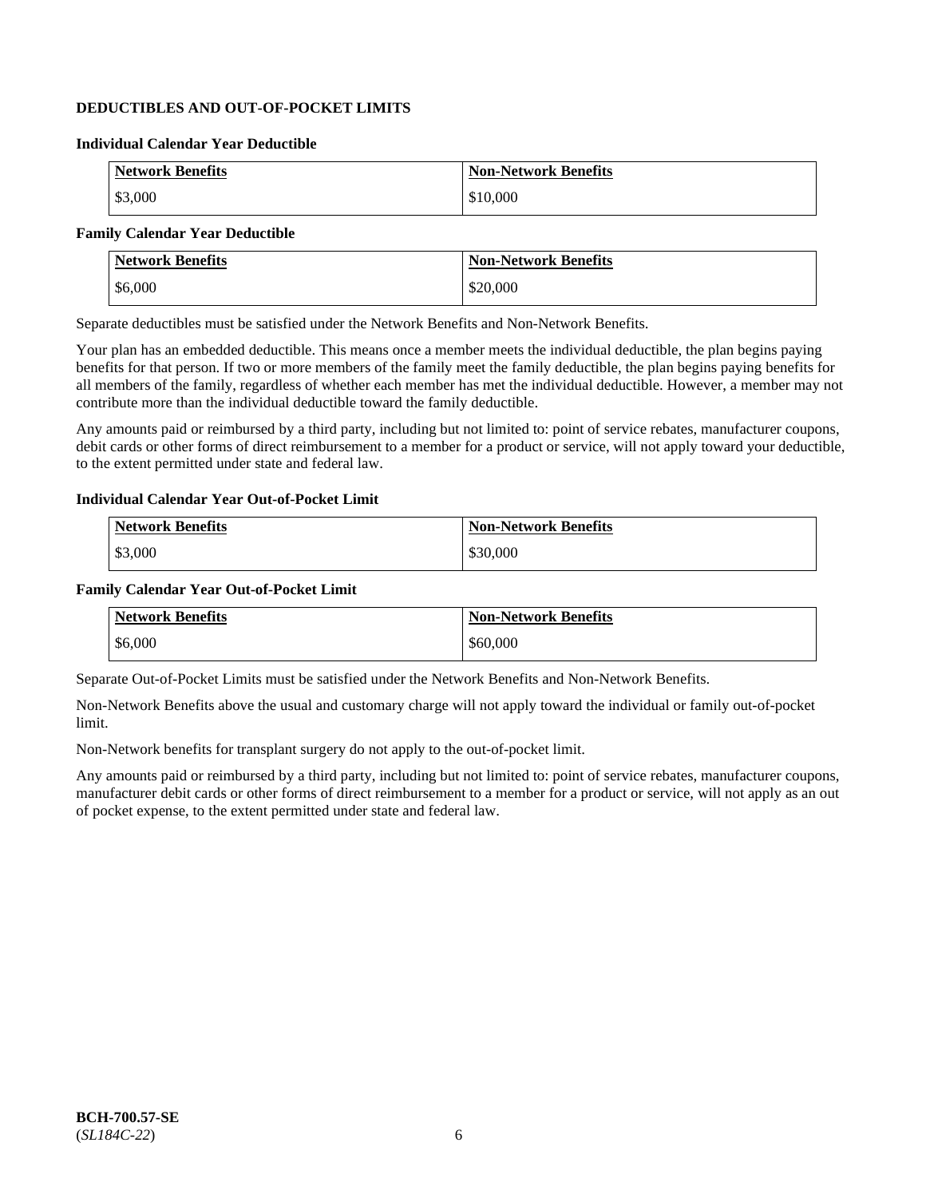## DEDUCTIBLES AND OUT-OF-POCKET LIMITS

### Individual Calendar Year Deductible

| Network Benefits | Non-Network Benefits |
|---|---|
| $3,000 | $10,000 |

### Family Calendar Year Deductible

| Network Benefits | Non-Network Benefits |
|---|---|
| $6,000 | $20,000 |

Separate deductibles must be satisfied under the Network Benefits and Non-Network Benefits.

Your plan has an embedded deductible. This means once a member meets the individual deductible, the plan begins paying benefits for that person. If two or more members of the family meet the family deductible, the plan begins paying benefits for all members of the family, regardless of whether each member has met the individual deductible. However, a member may not contribute more than the individual deductible toward the family deductible.

Any amounts paid or reimbursed by a third party, including but not limited to: point of service rebates, manufacturer coupons, debit cards or other forms of direct reimbursement to a member for a product or service, will not apply toward your deductible, to the extent permitted under state and federal law.

### Individual Calendar Year Out-of-Pocket Limit

| Network Benefits | Non-Network Benefits |
|---|---|
| $3,000 | $30,000 |

### Family Calendar Year Out-of-Pocket Limit

| Network Benefits | Non-Network Benefits |
|---|---|
| $6,000 | $60,000 |

Separate Out-of-Pocket Limits must be satisfied under the Network Benefits and Non-Network Benefits.

Non-Network Benefits above the usual and customary charge will not apply toward the individual or family out-of-pocket limit.

Non-Network benefits for transplant surgery do not apply to the out-of-pocket limit.

Any amounts paid or reimbursed by a third party, including but not limited to: point of service rebates, manufacturer coupons, manufacturer debit cards or other forms of direct reimbursement to a member for a product or service, will not apply as an out of pocket expense, to the extent permitted under state and federal law.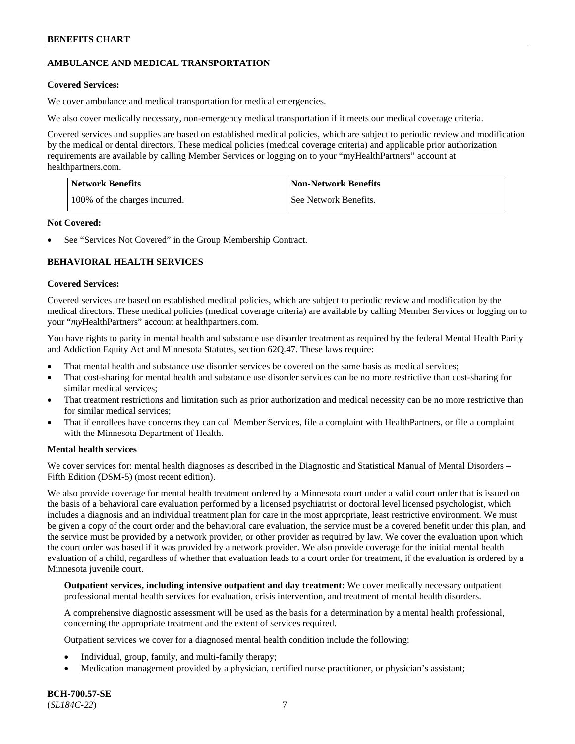## AMBULANCE AND MEDICAL TRANSPORTATION

**Covered Services:**

We cover ambulance and medical transportation for medical emergencies.

We also cover medically necessary, non-emergency medical transportation if it meets our medical coverage criteria.

Covered services and supplies are based on established medical policies, which are subject to periodic review and modification by the medical or dental directors. These medical policies (medical coverage criteria) and applicable prior authorization requirements are available by calling Member Services or logging on to your "myHealthPartners" account at healthpartners.com.

| Network Benefits | Non-Network Benefits |
|---|---|
| 100% of the charges incurred. | See Network Benefits. |

**Not Covered:**

- See "Services Not Covered" in the Group Membership Contract.

## BEHAVIORAL HEALTH SERVICES

**Covered Services:**

Covered services are based on established medical policies, which are subject to periodic review and modification by the medical directors. These medical policies (medical coverage criteria) are available by calling Member Services or logging on to your "*my*HealthPartners" account at healthpartners.com.

You have rights to parity in mental health and substance use disorder treatment as required by the federal Mental Health Parity and Addiction Equity Act and Minnesota Statutes, section 62Q.47. These laws require:

- That mental health and substance use disorder services be covered on the same basis as medical services;
- That cost-sharing for mental health and substance use disorder services can be no more restrictive than cost-sharing for similar medical services;
- That treatment restrictions and limitation such as prior authorization and medical necessity can be no more restrictive than for similar medical services;
- That if enrollees have concerns they can call Member Services, file a complaint with HealthPartners, or file a complaint with the Minnesota Department of Health.

**Mental health services**

We cover services for: mental health diagnoses as described in the Diagnostic and Statistical Manual of Mental Disorders – Fifth Edition (DSM-5) (most recent edition).

We also provide coverage for mental health treatment ordered by a Minnesota court under a valid court order that is issued on the basis of a behavioral care evaluation performed by a licensed psychiatrist or doctoral level licensed psychologist, which includes a diagnosis and an individual treatment plan for care in the most appropriate, least restrictive environment. We must be given a copy of the court order and the behavioral care evaluation, the service must be a covered benefit under this plan, and the service must be provided by a network provider, or other provider as required by law. We cover the evaluation upon which the court order was based if it was provided by a network provider. We also provide coverage for the initial mental health evaluation of a child, regardless of whether that evaluation leads to a court order for treatment, if the evaluation is ordered by a Minnesota juvenile court.

**Outpatient services, including intensive outpatient and day treatment:** We cover medically necessary outpatient professional mental health services for evaluation, crisis intervention, and treatment of mental health disorders.

A comprehensive diagnostic assessment will be used as the basis for a determination by a mental health professional, concerning the appropriate treatment and the extent of services required.

Outpatient services we cover for a diagnosed mental health condition include the following:

- Individual, group, family, and multi-family therapy;
- Medication management provided by a physician, certified nurse practitioner, or physician's assistant;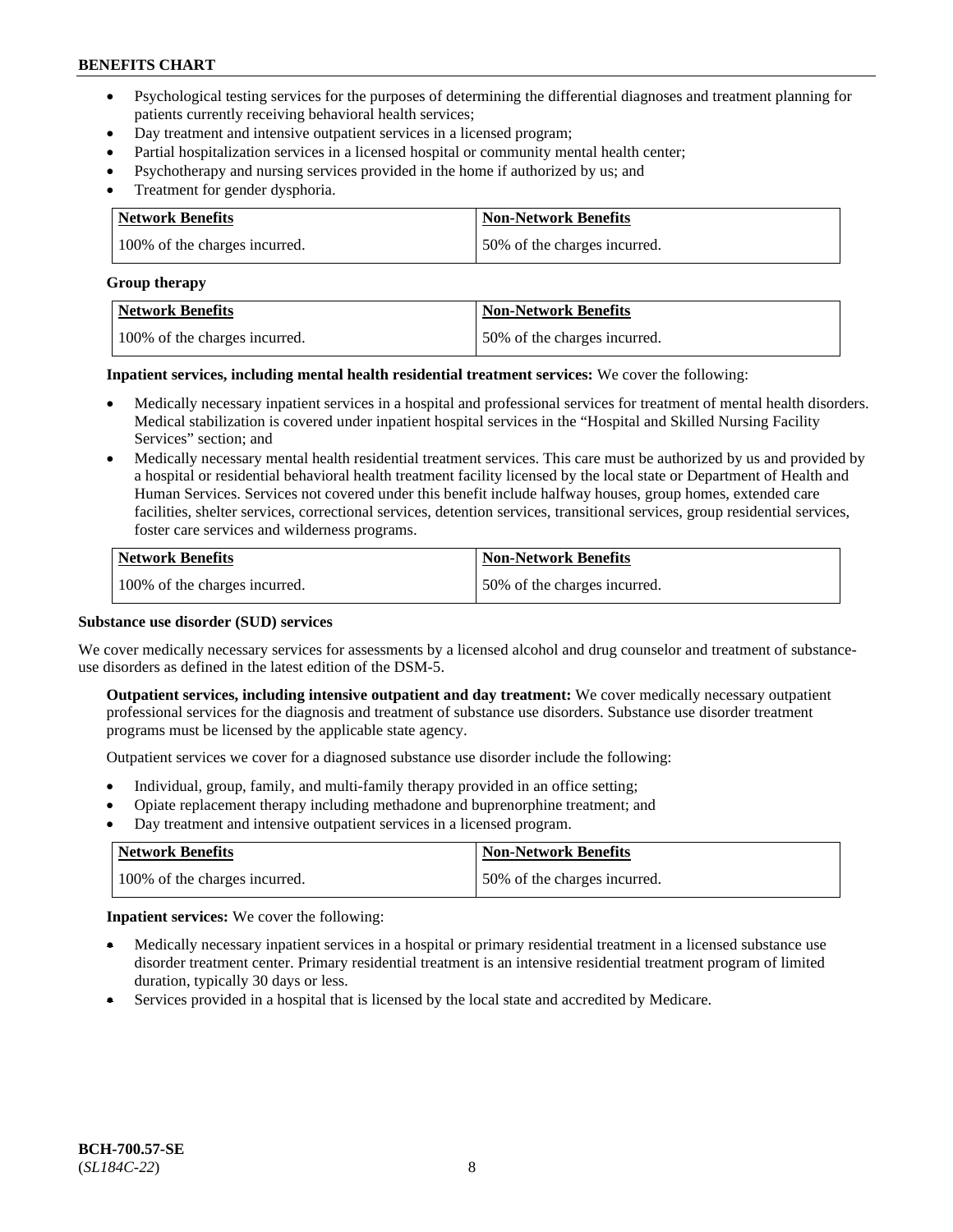- Psychological testing services for the purposes of determining the differential diagnoses and treatment planning for patients currently receiving behavioral health services;
- Day treatment and intensive outpatient services in a licensed program;
- Partial hospitalization services in a licensed hospital or community mental health center;
- Psychotherapy and nursing services provided in the home if authorized by us; and
- Treatment for gender dysphoria.

| Network Benefits | Non-Network Benefits |
| --- | --- |
| 100% of the charges incurred. | 50% of the charges incurred. |

**Group therapy**

| Network Benefits | Non-Network Benefits |
| --- | --- |
| 100% of the charges incurred. | 50% of the charges incurred. |

**Inpatient services, including mental health residential treatment services:** We cover the following:

- Medically necessary inpatient services in a hospital and professional services for treatment of mental health disorders. Medical stabilization is covered under inpatient hospital services in the "Hospital and Skilled Nursing Facility Services" section; and
- Medically necessary mental health residential treatment services. This care must be authorized by us and provided by a hospital or residential behavioral health treatment facility licensed by the local state or Department of Health and Human Services. Services not covered under this benefit include halfway houses, group homes, extended care facilities, shelter services, correctional services, detention services, transitional services, group residential services, foster care services and wilderness programs.

| Network Benefits | Non-Network Benefits |
| --- | --- |
| 100% of the charges incurred. | 50% of the charges incurred. |

**Substance use disorder (SUD) services**

We cover medically necessary services for assessments by a licensed alcohol and drug counselor and treatment of substance-use disorders as defined in the latest edition of the DSM-5.

**Outpatient services, including intensive outpatient and day treatment:** We cover medically necessary outpatient professional services for the diagnosis and treatment of substance use disorders. Substance use disorder treatment programs must be licensed by the applicable state agency.

Outpatient services we cover for a diagnosed substance use disorder include the following:

- Individual, group, family, and multi-family therapy provided in an office setting;
- Opiate replacement therapy including methadone and buprenorphine treatment; and
- Day treatment and intensive outpatient services in a licensed program.

| Network Benefits | Non-Network Benefits |
| --- | --- |
| 100% of the charges incurred. | 50% of the charges incurred. |

**Inpatient services:** We cover the following:

- Medically necessary inpatient services in a hospital or primary residential treatment in a licensed substance use disorder treatment center. Primary residential treatment is an intensive residential treatment program of limited duration, typically 30 days or less.
- Services provided in a hospital that is licensed by the local state and accredited by Medicare.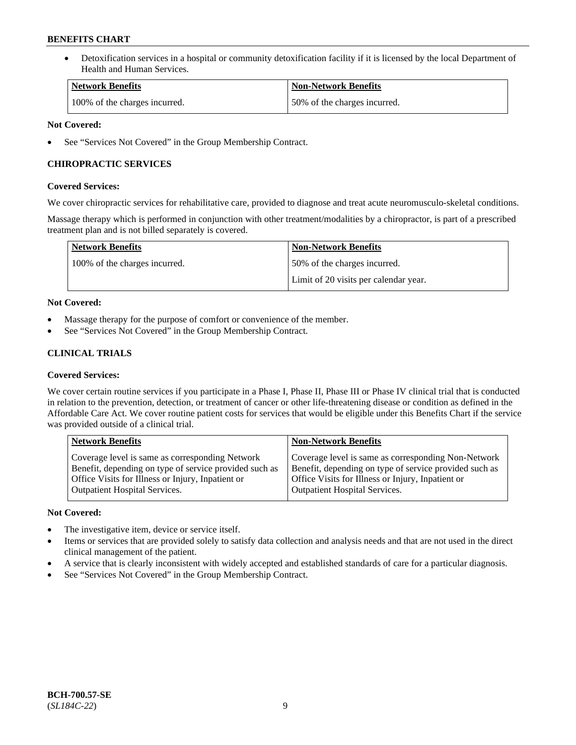- Detoxification services in a hospital or community detoxification facility if it is licensed by the local Department of Health and Human Services.

| Network Benefits | Non-Network Benefits |
| --- | --- |
| 100% of the charges incurred. | 50% of the charges incurred. |

**Not Covered:**

- See "Services Not Covered" in the Group Membership Contract.

### CHIROPRACTIC SERVICES

**Covered Services:**

We cover chiropractic services for rehabilitative care, provided to diagnose and treat acute neuromusculo-skeletal conditions.

Massage therapy which is performed in conjunction with other treatment/modalities by a chiropractor, is part of a prescribed treatment plan and is not billed separately is covered.

| Network Benefits | Non-Network Benefits |
| --- | --- |
| 100% of the charges incurred. | 50% of the charges incurred.<br>Limit of 20 visits per calendar year. |

**Not Covered:**

- Massage therapy for the purpose of comfort or convenience of the member.
- See "Services Not Covered" in the Group Membership Contract.

### CLINICAL TRIALS

**Covered Services:**

We cover certain routine services if you participate in a Phase I, Phase II, Phase III or Phase IV clinical trial that is conducted in relation to the prevention, detection, or treatment of cancer or other life-threatening disease or condition as defined in the Affordable Care Act. We cover routine patient costs for services that would be eligible under this Benefits Chart if the service was provided outside of a clinical trial.

| Network Benefits | Non-Network Benefits |
| --- | --- |
| Coverage level is same as corresponding Network Benefit, depending on type of service provided such as Office Visits for Illness or Injury, Inpatient or Outpatient Hospital Services. | Coverage level is same as corresponding Non-Network Benefit, depending on type of service provided such as Office Visits for Illness or Injury, Inpatient or Outpatient Hospital Services. |

**Not Covered:**

- The investigative item, device or service itself.
- Items or services that are provided solely to satisfy data collection and analysis needs and that are not used in the direct clinical management of the patient.
- A service that is clearly inconsistent with widely accepted and established standards of care for a particular diagnosis.
- See "Services Not Covered" in the Group Membership Contract.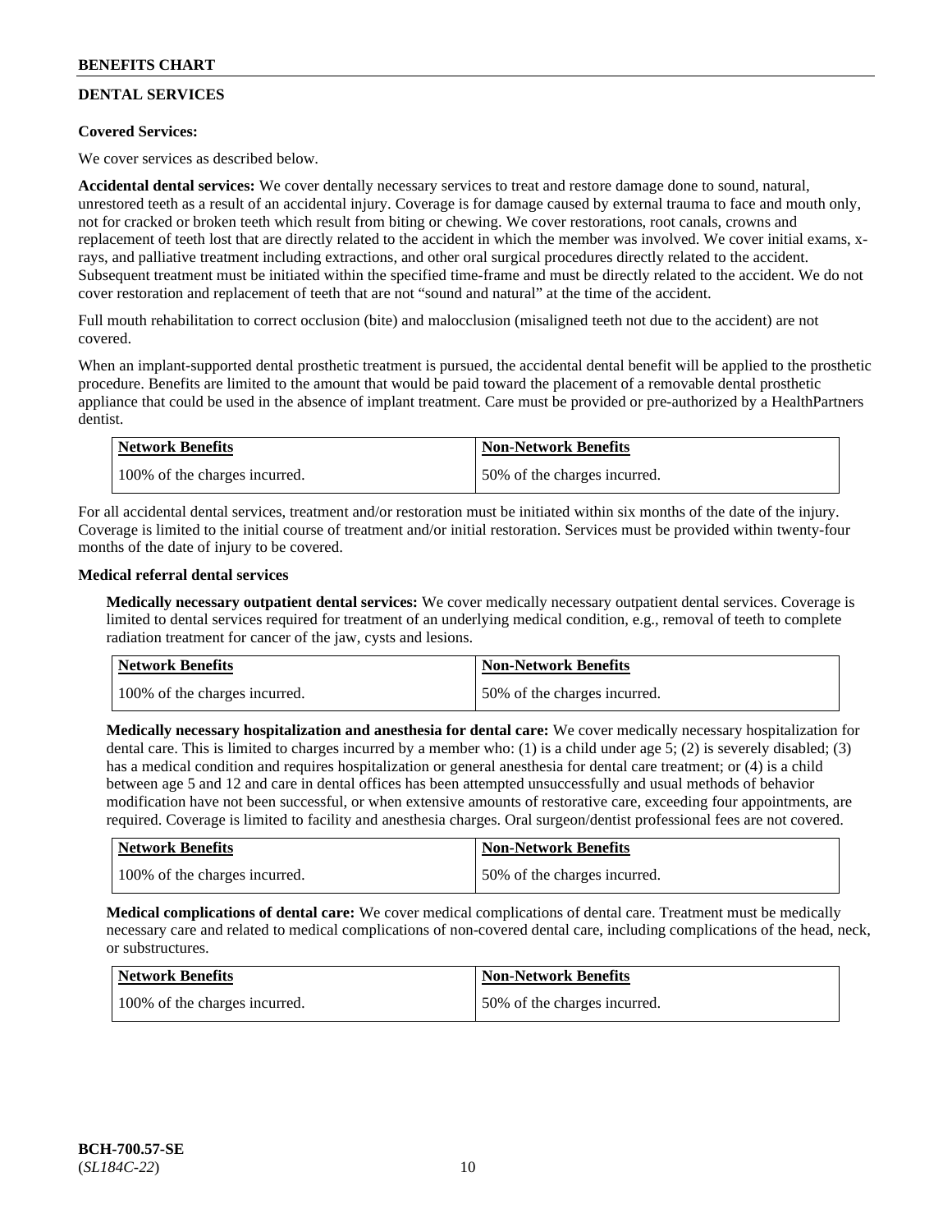## DENTAL SERVICES

**Covered Services:**

We cover services as described below.

**Accidental dental services:** We cover dentally necessary services to treat and restore damage done to sound, natural, unrestored teeth as a result of an accidental injury. Coverage is for damage caused by external trauma to face and mouth only, not for cracked or broken teeth which result from biting or chewing. We cover restorations, root canals, crowns and replacement of teeth lost that are directly related to the accident in which the member was involved. We cover initial exams, x-rays, and palliative treatment including extractions, and other oral surgical procedures directly related to the accident. Subsequent treatment must be initiated within the specified time-frame and must be directly related to the accident. We do not cover restoration and replacement of teeth that are not "sound and natural" at the time of the accident.

Full mouth rehabilitation to correct occlusion (bite) and malocclusion (misaligned teeth not due to the accident) are not covered.

When an implant-supported dental prosthetic treatment is pursued, the accidental dental benefit will be applied to the prosthetic procedure. Benefits are limited to the amount that would be paid toward the placement of a removable dental prosthetic appliance that could be used in the absence of implant treatment. Care must be provided or pre-authorized by a HealthPartners dentist.

| Network Benefits | Non-Network Benefits |
|---|---|
| 100% of the charges incurred. | 50% of the charges incurred. |

For all accidental dental services, treatment and/or restoration must be initiated within six months of the date of the injury. Coverage is limited to the initial course of treatment and/or initial restoration. Services must be provided within twenty-four months of the date of injury to be covered.

**Medical referral dental services**

**Medically necessary outpatient dental services:** We cover medically necessary outpatient dental services. Coverage is limited to dental services required for treatment of an underlying medical condition, e.g., removal of teeth to complete radiation treatment for cancer of the jaw, cysts and lesions.

| Network Benefits | Non-Network Benefits |
|---|---|
| 100% of the charges incurred. | 50% of the charges incurred. |

**Medically necessary hospitalization and anesthesia for dental care:** We cover medically necessary hospitalization for dental care. This is limited to charges incurred by a member who: (1) is a child under age 5; (2) is severely disabled; (3) has a medical condition and requires hospitalization or general anesthesia for dental care treatment; or (4) is a child between age 5 and 12 and care in dental offices has been attempted unsuccessfully and usual methods of behavior modification have not been successful, or when extensive amounts of restorative care, exceeding four appointments, are required. Coverage is limited to facility and anesthesia charges. Oral surgeon/dentist professional fees are not covered.

| Network Benefits | Non-Network Benefits |
|---|---|
| 100% of the charges incurred. | 50% of the charges incurred. |

**Medical complications of dental care:** We cover medical complications of dental care. Treatment must be medically necessary care and related to medical complications of non-covered dental care, including complications of the head, neck, or substructures.

| Network Benefits | Non-Network Benefits |
|---|---|
| 100% of the charges incurred. | 50% of the charges incurred. |

BCH-700.57-SE
(*SL184C-22*)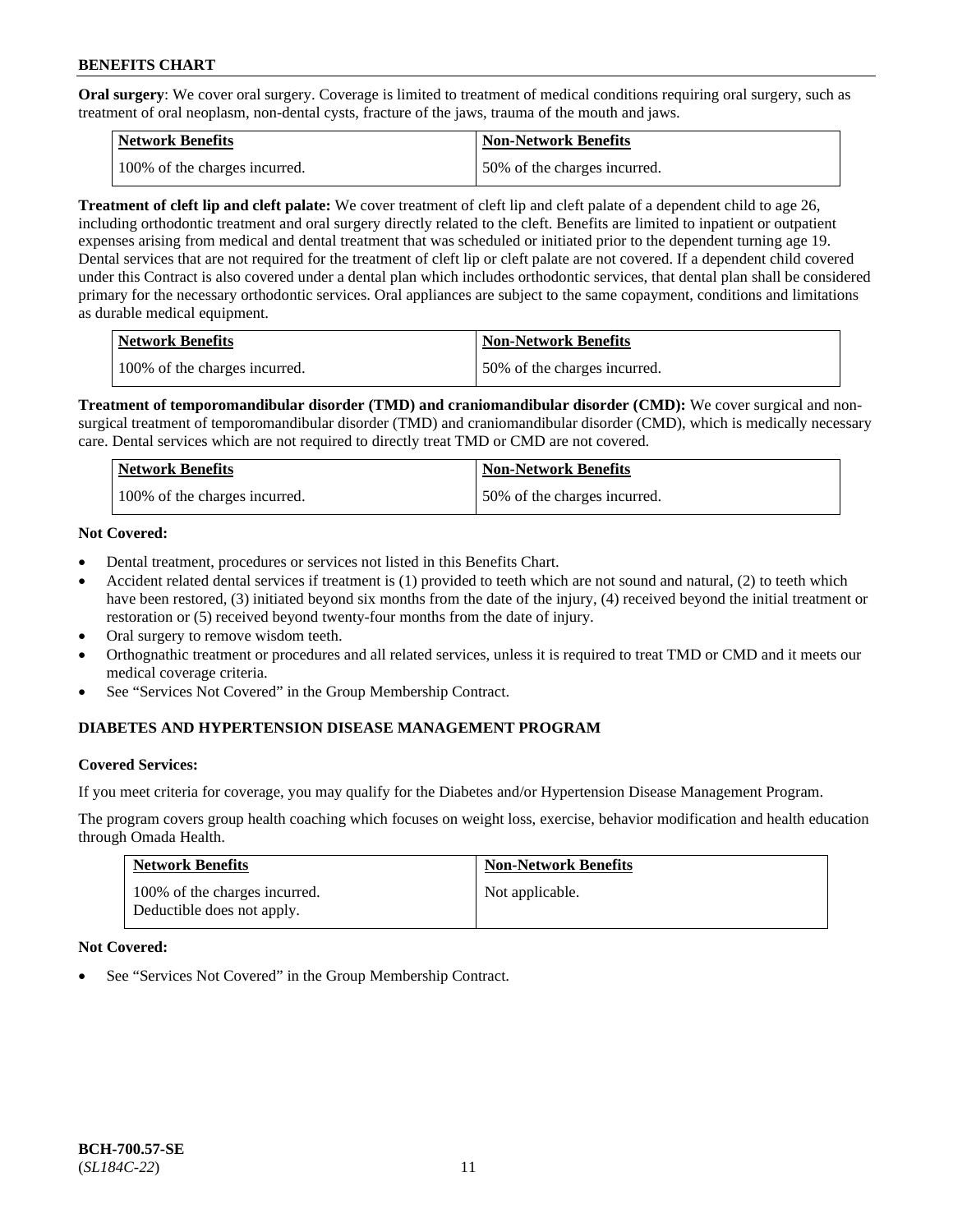**Oral surgery**: We cover oral surgery. Coverage is limited to treatment of medical conditions requiring oral surgery, such as treatment of oral neoplasm, non-dental cysts, fracture of the jaws, trauma of the mouth and jaws.

| Network Benefits | Non-Network Benefits |
|---|---|
| 100% of the charges incurred. | 50% of the charges incurred. |

**Treatment of cleft lip and cleft palate:** We cover treatment of cleft lip and cleft palate of a dependent child to age 26, including orthodontic treatment and oral surgery directly related to the cleft. Benefits are limited to inpatient or outpatient expenses arising from medical and dental treatment that was scheduled or initiated prior to the dependent turning age 19. Dental services that are not required for the treatment of cleft lip or cleft palate are not covered. If a dependent child covered under this Contract is also covered under a dental plan which includes orthodontic services, that dental plan shall be considered primary for the necessary orthodontic services. Oral appliances are subject to the same copayment, conditions and limitations as durable medical equipment.

| Network Benefits | Non-Network Benefits |
|---|---|
| 100% of the charges incurred. | 50% of the charges incurred. |

**Treatment of temporomandibular disorder (TMD) and craniomandibular disorder (CMD):** We cover surgical and non-surgical treatment of temporomandibular disorder (TMD) and craniomandibular disorder (CMD), which is medically necessary care. Dental services which are not required to directly treat TMD or CMD are not covered.

| Network Benefits | Non-Network Benefits |
|---|---|
| 100% of the charges incurred. | 50% of the charges incurred. |

**Not Covered:**

- Dental treatment, procedures or services not listed in this Benefits Chart.
- Accident related dental services if treatment is (1) provided to teeth which are not sound and natural, (2) to teeth which have been restored, (3) initiated beyond six months from the date of the injury, (4) received beyond the initial treatment or restoration or (5) received beyond twenty-four months from the date of injury.
- Oral surgery to remove wisdom teeth.
- Orthognathic treatment or procedures and all related services, unless it is required to treat TMD or CMD and it meets our medical coverage criteria.
- See "Services Not Covered" in the Group Membership Contract.

## DIABETES AND HYPERTENSION DISEASE MANAGEMENT PROGRAM

**Covered Services:**

If you meet criteria for coverage, you may qualify for the Diabetes and/or Hypertension Disease Management Program.

The program covers group health coaching which focuses on weight loss, exercise, behavior modification and health education through Omada Health.

| Network Benefits | Non-Network Benefits |
|---|---|
| 100% of the charges incurred. Deductible does not apply. | Not applicable. |

**Not Covered:**

- See "Services Not Covered" in the Group Membership Contract.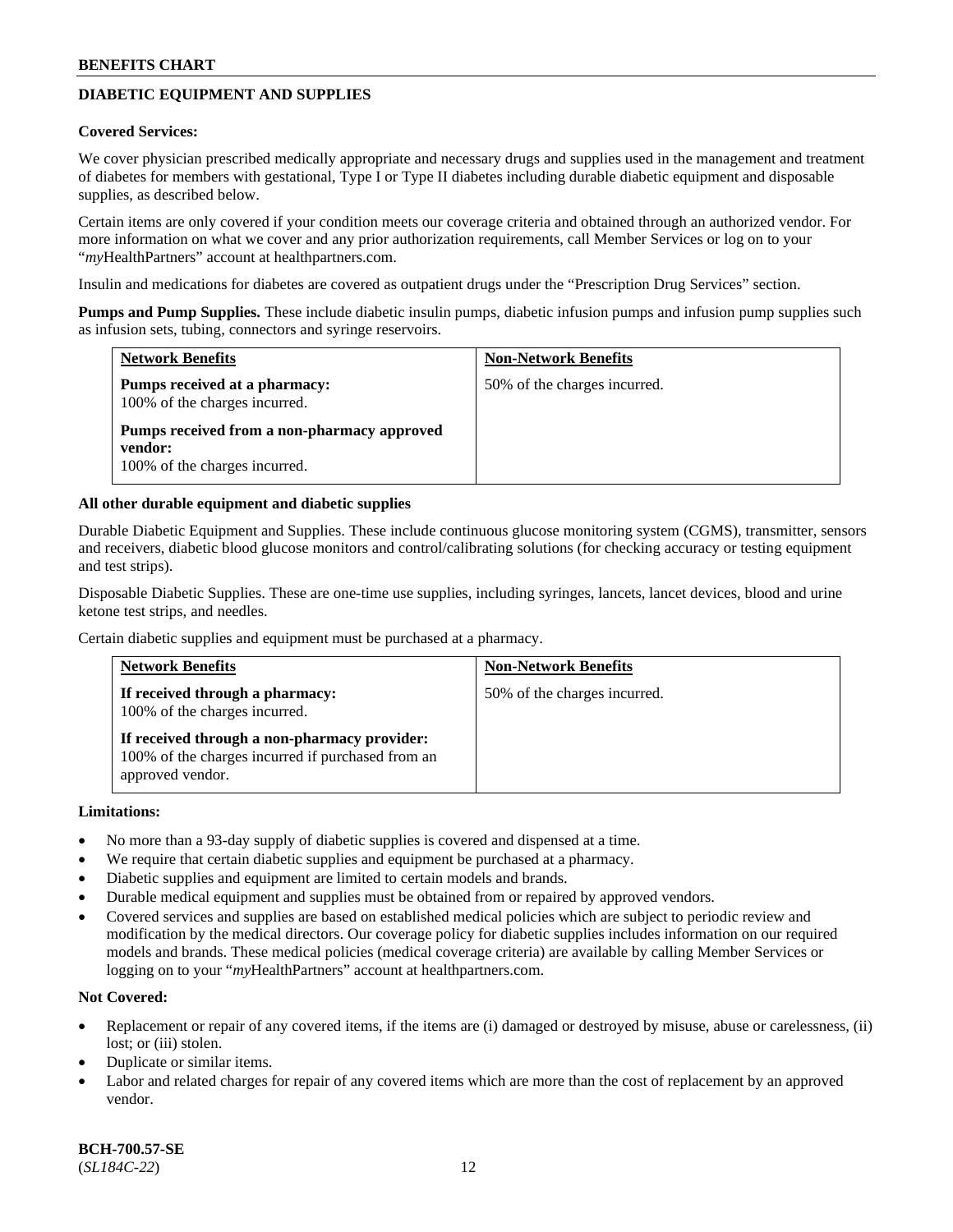## DIABETIC EQUIPMENT AND SUPPLIES

**Covered Services:**

We cover physician prescribed medically appropriate and necessary drugs and supplies used in the management and treatment of diabetes for members with gestational, Type I or Type II diabetes including durable diabetic equipment and disposable supplies, as described below.

Certain items are only covered if your condition meets our coverage criteria and obtained through an authorized vendor. For more information on what we cover and any prior authorization requirements, call Member Services or log on to your "*my*HealthPartners" account at healthpartners.com.

Insulin and medications for diabetes are covered as outpatient drugs under the "Prescription Drug Services" section.

**Pumps and Pump Supplies.** These include diabetic insulin pumps, diabetic infusion pumps and infusion pump supplies such as infusion sets, tubing, connectors and syringe reservoirs.

| Network Benefits | Non-Network Benefits |
|---|---|
| **Pumps received at a pharmacy:** 100% of the charges incurred. **Pumps received from a non-pharmacy approved vendor:** 100% of the charges incurred. | 50% of the charges incurred. |

**All other durable equipment and diabetic supplies**

Durable Diabetic Equipment and Supplies. These include continuous glucose monitoring system (CGMS), transmitter, sensors and receivers, diabetic blood glucose monitors and control/calibrating solutions (for checking accuracy or testing equipment and test strips).

Disposable Diabetic Supplies. These are one-time use supplies, including syringes, lancets, lancet devices, blood and urine ketone test strips, and needles.

Certain diabetic supplies and equipment must be purchased at a pharmacy.

| Network Benefits | Non-Network Benefits |
|---|---|
| **If received through a pharmacy:** 100% of the charges incurred. **If received through a non-pharmacy provider:** 100% of the charges incurred if purchased from an approved vendor. | 50% of the charges incurred. |

**Limitations:**

- No more than a 93-day supply of diabetic supplies is covered and dispensed at a time.
- We require that certain diabetic supplies and equipment be purchased at a pharmacy.
- Diabetic supplies and equipment are limited to certain models and brands.
- Durable medical equipment and supplies must be obtained from or repaired by approved vendors.
- Covered services and supplies are based on established medical policies which are subject to periodic review and modification by the medical directors. Our coverage policy for diabetic supplies includes information on our required models and brands. These medical policies (medical coverage criteria) are available by calling Member Services or logging on to your "*my*HealthPartners" account at healthpartners.com.

**Not Covered:**

- Replacement or repair of any covered items, if the items are (i) damaged or destroyed by misuse, abuse or carelessness, (ii) lost; or (iii) stolen.
- Duplicate or similar items.
- Labor and related charges for repair of any covered items which are more than the cost of replacement by an approved vendor.

**BCH-700.57-SE**
(*SL184C-22*)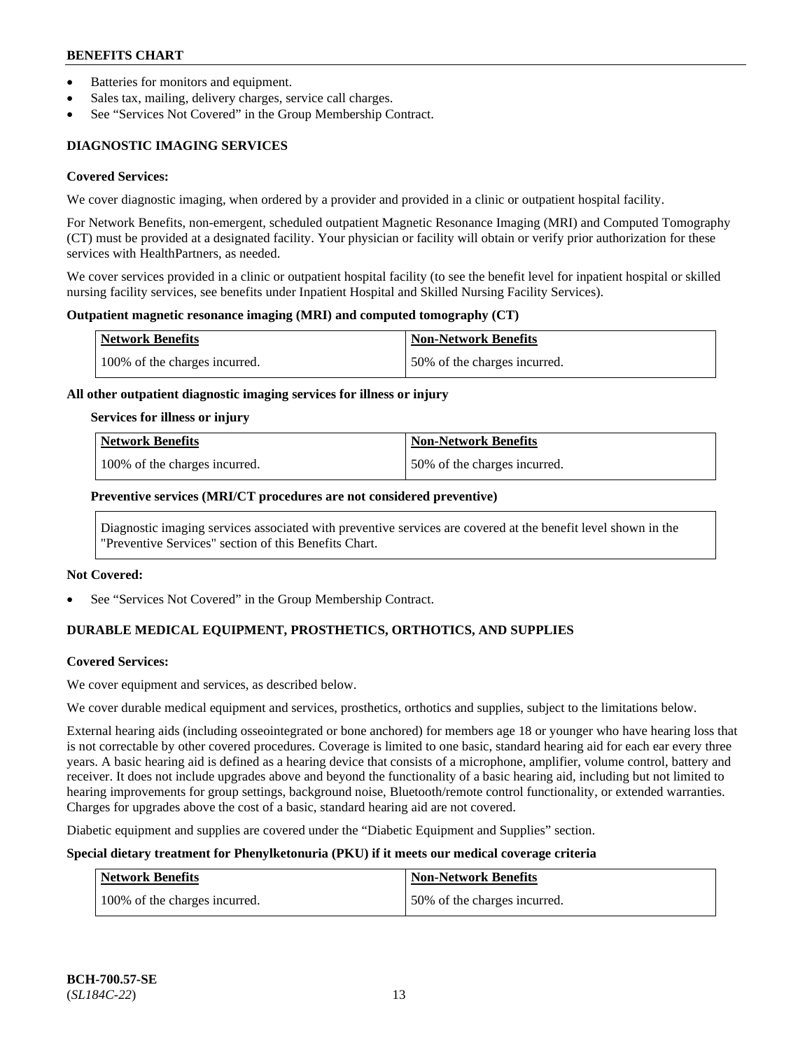- Batteries for monitors and equipment.
- Sales tax, mailing, delivery charges, service call charges.
- See "Services Not Covered" in the Group Membership Contract.

## DIAGNOSTIC IMAGING SERVICES

**Covered Services:**

We cover diagnostic imaging, when ordered by a provider and provided in a clinic or outpatient hospital facility.

For Network Benefits, non-emergent, scheduled outpatient Magnetic Resonance Imaging (MRI) and Computed Tomography (CT) must be provided at a designated facility. Your physician or facility will obtain or verify prior authorization for these services with HealthPartners, as needed.

We cover services provided in a clinic or outpatient hospital facility (to see the benefit level for inpatient hospital or skilled nursing facility services, see benefits under Inpatient Hospital and Skilled Nursing Facility Services).

**Outpatient magnetic resonance imaging (MRI) and computed tomography (CT)**

| Network Benefits | Non-Network Benefits |
|---|---|
| 100% of the charges incurred. | 50% of the charges incurred. |

**All other outpatient diagnostic imaging services for illness or injury**

**Services for illness or injury**

| Network Benefits | Non-Network Benefits |
|---|---|
| 100% of the charges incurred. | 50% of the charges incurred. |

**Preventive services (MRI/CT procedures are not considered preventive)**

Diagnostic imaging services associated with preventive services are covered at the benefit level shown in the "Preventive Services" section of this Benefits Chart.

**Not Covered:**

- See "Services Not Covered" in the Group Membership Contract.

## DURABLE MEDICAL EQUIPMENT, PROSTHETICS, ORTHOTICS, AND SUPPLIES

**Covered Services:**

We cover equipment and services, as described below.

We cover durable medical equipment and services, prosthetics, orthotics and supplies, subject to the limitations below.

External hearing aids (including osseointegrated or bone anchored) for members age 18 or younger who have hearing loss that is not correctable by other covered procedures. Coverage is limited to one basic, standard hearing aid for each ear every three years. A basic hearing aid is defined as a hearing device that consists of a microphone, amplifier, volume control, battery and receiver. It does not include upgrades above and beyond the functionality of a basic hearing aid, including but not limited to hearing improvements for group settings, background noise, Bluetooth/remote control functionality, or extended warranties. Charges for upgrades above the cost of a basic, standard hearing aid are not covered.

Diabetic equipment and supplies are covered under the "Diabetic Equipment and Supplies" section.

**Special dietary treatment for Phenylketonuria (PKU) if it meets our medical coverage criteria**

| Network Benefits | Non-Network Benefits |
|---|---|
| 100% of the charges incurred. | 50% of the charges incurred. |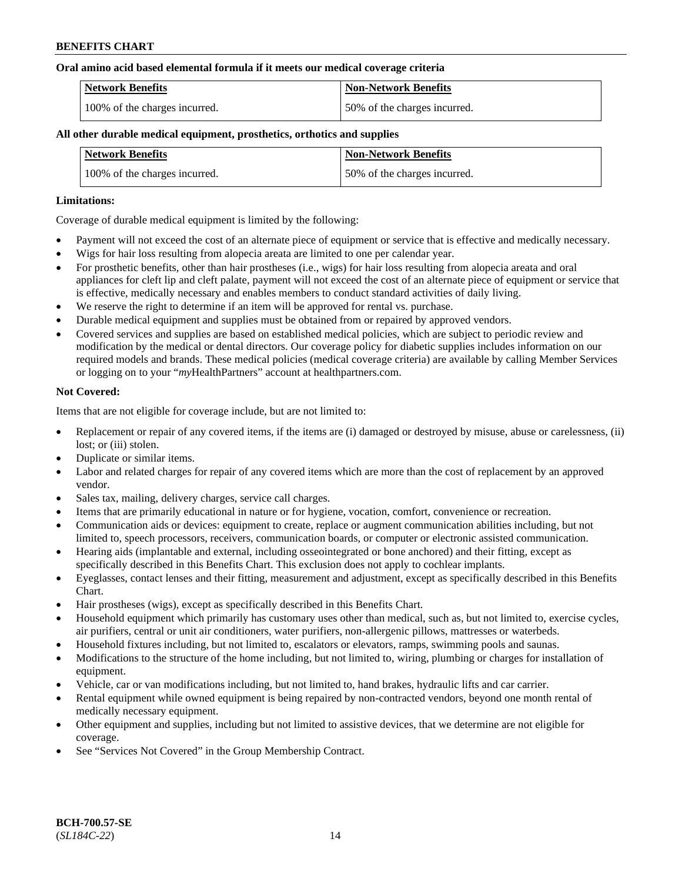**Oral amino acid based elemental formula if it meets our medical coverage criteria**

| Network Benefits | Non-Network Benefits |
|---|---|
| 100% of the charges incurred. | 50% of the charges incurred. |

**All other durable medical equipment, prosthetics, orthotics and supplies**

| Network Benefits | Non-Network Benefits |
|---|---|
| 100% of the charges incurred. | 50% of the charges incurred. |

**Limitations:**

Coverage of durable medical equipment is limited by the following:

- Payment will not exceed the cost of an alternate piece of equipment or service that is effective and medically necessary.
- Wigs for hair loss resulting from alopecia areata are limited to one per calendar year.
- For prosthetic benefits, other than hair prostheses (i.e., wigs) for hair loss resulting from alopecia areata and oral appliances for cleft lip and cleft palate, payment will not exceed the cost of an alternate piece of equipment or service that is effective, medically necessary and enables members to conduct standard activities of daily living.
- We reserve the right to determine if an item will be approved for rental vs. purchase.
- Durable medical equipment and supplies must be obtained from or repaired by approved vendors.
- Covered services and supplies are based on established medical policies, which are subject to periodic review and modification by the medical or dental directors. Our coverage policy for diabetic supplies includes information on our required models and brands. These medical policies (medical coverage criteria) are available by calling Member Services or logging on to your "*my*HealthPartners" account at healthpartners.com.

**Not Covered:**

Items that are not eligible for coverage include, but are not limited to:

- Replacement or repair of any covered items, if the items are (i) damaged or destroyed by misuse, abuse or carelessness, (ii) lost; or (iii) stolen.
- Duplicate or similar items.
- Labor and related charges for repair of any covered items which are more than the cost of replacement by an approved vendor.
- Sales tax, mailing, delivery charges, service call charges.
- Items that are primarily educational in nature or for hygiene, vocation, comfort, convenience or recreation.
- Communication aids or devices: equipment to create, replace or augment communication abilities including, but not limited to, speech processors, receivers, communication boards, or computer or electronic assisted communication.
- Hearing aids (implantable and external, including osseointegrated or bone anchored) and their fitting, except as specifically described in this Benefits Chart. This exclusion does not apply to cochlear implants.
- Eyeglasses, contact lenses and their fitting, measurement and adjustment, except as specifically described in this Benefits Chart.
- Hair prostheses (wigs), except as specifically described in this Benefits Chart.
- Household equipment which primarily has customary uses other than medical, such as, but not limited to, exercise cycles, air purifiers, central or unit air conditioners, water purifiers, non-allergenic pillows, mattresses or waterbeds.
- Household fixtures including, but not limited to, escalators or elevators, ramps, swimming pools and saunas.
- Modifications to the structure of the home including, but not limited to, wiring, plumbing or charges for installation of equipment.
- Vehicle, car or van modifications including, but not limited to, hand brakes, hydraulic lifts and car carrier.
- Rental equipment while owned equipment is being repaired by non-contracted vendors, beyond one month rental of medically necessary equipment.
- Other equipment and supplies, including but not limited to assistive devices, that we determine are not eligible for coverage.
- See "Services Not Covered" in the Group Membership Contract.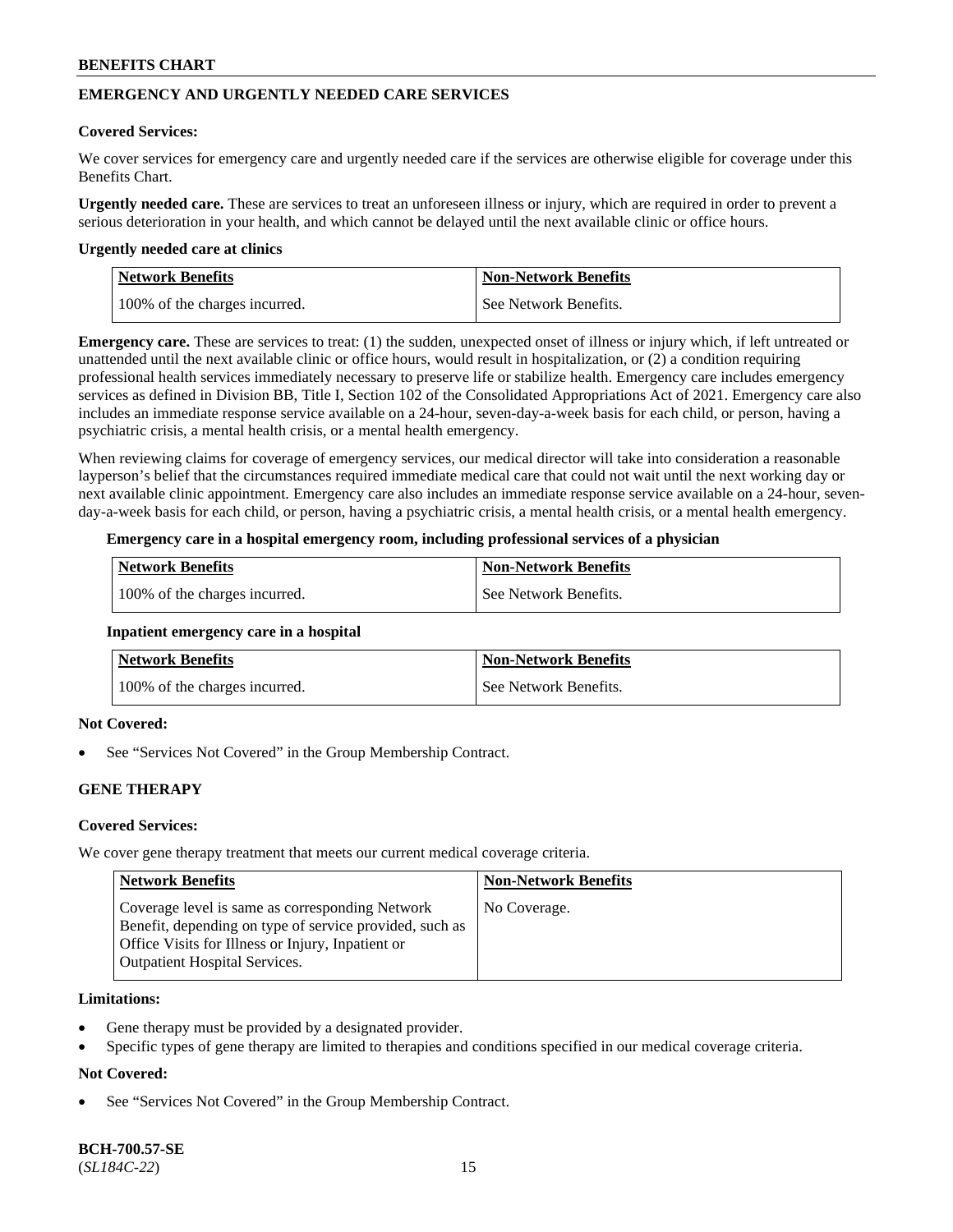## EMERGENCY AND URGENTLY NEEDED CARE SERVICES

**Covered Services:**

We cover services for emergency care and urgently needed care if the services are otherwise eligible for coverage under this Benefits Chart.

**Urgently needed care.** These are services to treat an unforeseen illness or injury, which are required in order to prevent a serious deterioration in your health, and which cannot be delayed until the next available clinic or office hours.

**Urgently needed care at clinics**

| Network Benefits | Non-Network Benefits |
|---|---|
| 100% of the charges incurred. | See Network Benefits. |

**Emergency care.** These are services to treat: (1) the sudden, unexpected onset of illness or injury which, if left untreated or unattended until the next available clinic or office hours, would result in hospitalization, or (2) a condition requiring professional health services immediately necessary to preserve life or stabilize health. Emergency care includes emergency services as defined in Division BB, Title I, Section 102 of the Consolidated Appropriations Act of 2021. Emergency care also includes an immediate response service available on a 24-hour, seven-day-a-week basis for each child, or person, having a psychiatric crisis, a mental health crisis, or a mental health emergency.

When reviewing claims for coverage of emergency services, our medical director will take into consideration a reasonable layperson's belief that the circumstances required immediate medical care that could not wait until the next working day or next available clinic appointment. Emergency care also includes an immediate response service available on a 24-hour, seven-day-a-week basis for each child, or person, having a psychiatric crisis, a mental health crisis, or a mental health emergency.

**Emergency care in a hospital emergency room, including professional services of a physician**

| Network Benefits | Non-Network Benefits |
|---|---|
| 100% of the charges incurred. | See Network Benefits. |

**Inpatient emergency care in a hospital**

| Network Benefits | Non-Network Benefits |
|---|---|
| 100% of the charges incurred. | See Network Benefits. |

**Not Covered:**

- See "Services Not Covered" in the Group Membership Contract.

## GENE THERAPY

**Covered Services:**

We cover gene therapy treatment that meets our current medical coverage criteria.

| Network Benefits | Non-Network Benefits |
|---|---|
| Coverage level is same as corresponding Network Benefit, depending on type of service provided, such as Office Visits for Illness or Injury, Inpatient or Outpatient Hospital Services. | No Coverage. |

**Limitations:**

- Gene therapy must be provided by a designated provider.
- Specific types of gene therapy are limited to therapies and conditions specified in our medical coverage criteria.

**Not Covered:**

- See "Services Not Covered" in the Group Membership Contract.

**BCH-700.57-SE**
(*SL184C-22*)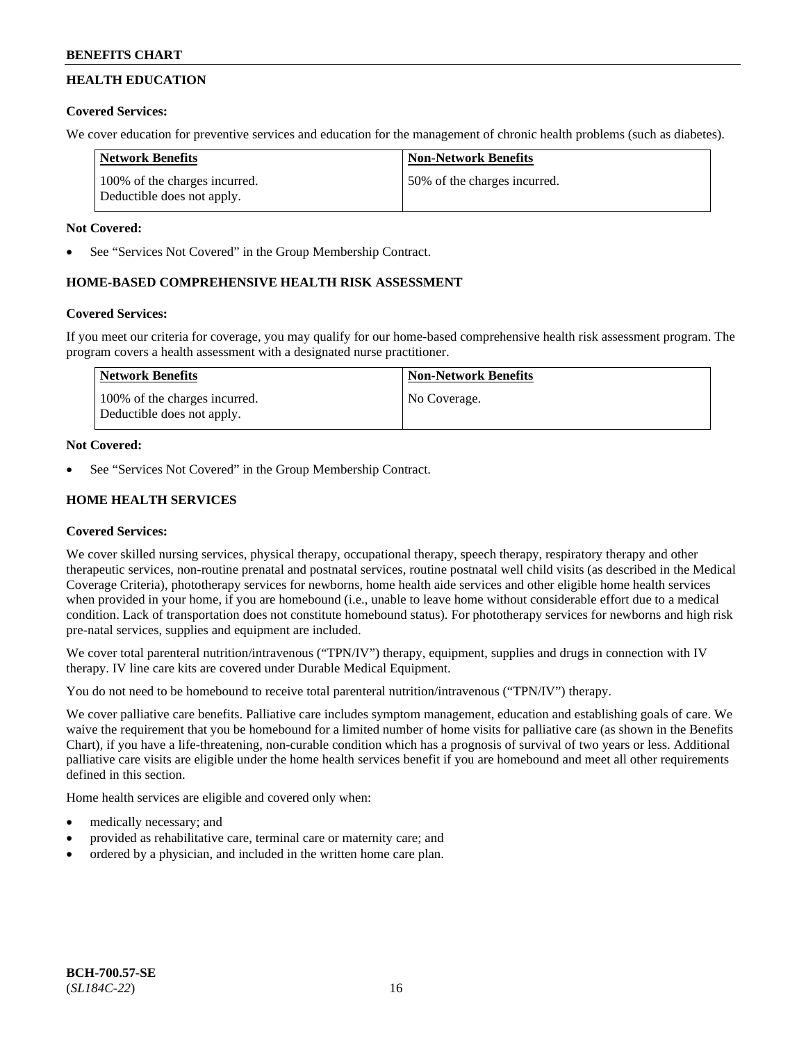## HEALTH EDUCATION

**Covered Services:**

We cover education for preventive services and education for the management of chronic health problems (such as diabetes).

| Network Benefits | Non-Network Benefits |
|---|---|
| 100% of the charges incurred. Deductible does not apply. | 50% of the charges incurred. |

**Not Covered:**

- See "Services Not Covered" in the Group Membership Contract.

## HOME-BASED COMPREHENSIVE HEALTH RISK ASSESSMENT

**Covered Services:**

If you meet our criteria for coverage, you may qualify for our home-based comprehensive health risk assessment program. The program covers a health assessment with a designated nurse practitioner.

| Network Benefits | Non-Network Benefits |
|---|---|
| 100% of the charges incurred. Deductible does not apply. | No Coverage. |

**Not Covered:**

- See "Services Not Covered" in the Group Membership Contract.

## HOME HEALTH SERVICES

**Covered Services:**

We cover skilled nursing services, physical therapy, occupational therapy, speech therapy, respiratory therapy and other therapeutic services, non-routine prenatal and postnatal services, routine postnatal well child visits (as described in the Medical Coverage Criteria), phototherapy services for newborns, home health aide services and other eligible home health services when provided in your home, if you are homebound (i.e., unable to leave home without considerable effort due to a medical condition. Lack of transportation does not constitute homebound status). For phototherapy services for newborns and high risk pre-natal services, supplies and equipment are included.

We cover total parenteral nutrition/intravenous ("TPN/IV") therapy, equipment, supplies and drugs in connection with IV therapy. IV line care kits are covered under Durable Medical Equipment.

You do not need to be homebound to receive total parenteral nutrition/intravenous ("TPN/IV") therapy.

We cover palliative care benefits. Palliative care includes symptom management, education and establishing goals of care. We waive the requirement that you be homebound for a limited number of home visits for palliative care (as shown in the Benefits Chart), if you have a life-threatening, non-curable condition which has a prognosis of survival of two years or less. Additional palliative care visits are eligible under the home health services benefit if you are homebound and meet all other requirements defined in this section.

Home health services are eligible and covered only when:

- medically necessary; and
- provided as rehabilitative care, terminal care or maternity care; and
- ordered by a physician, and included in the written home care plan.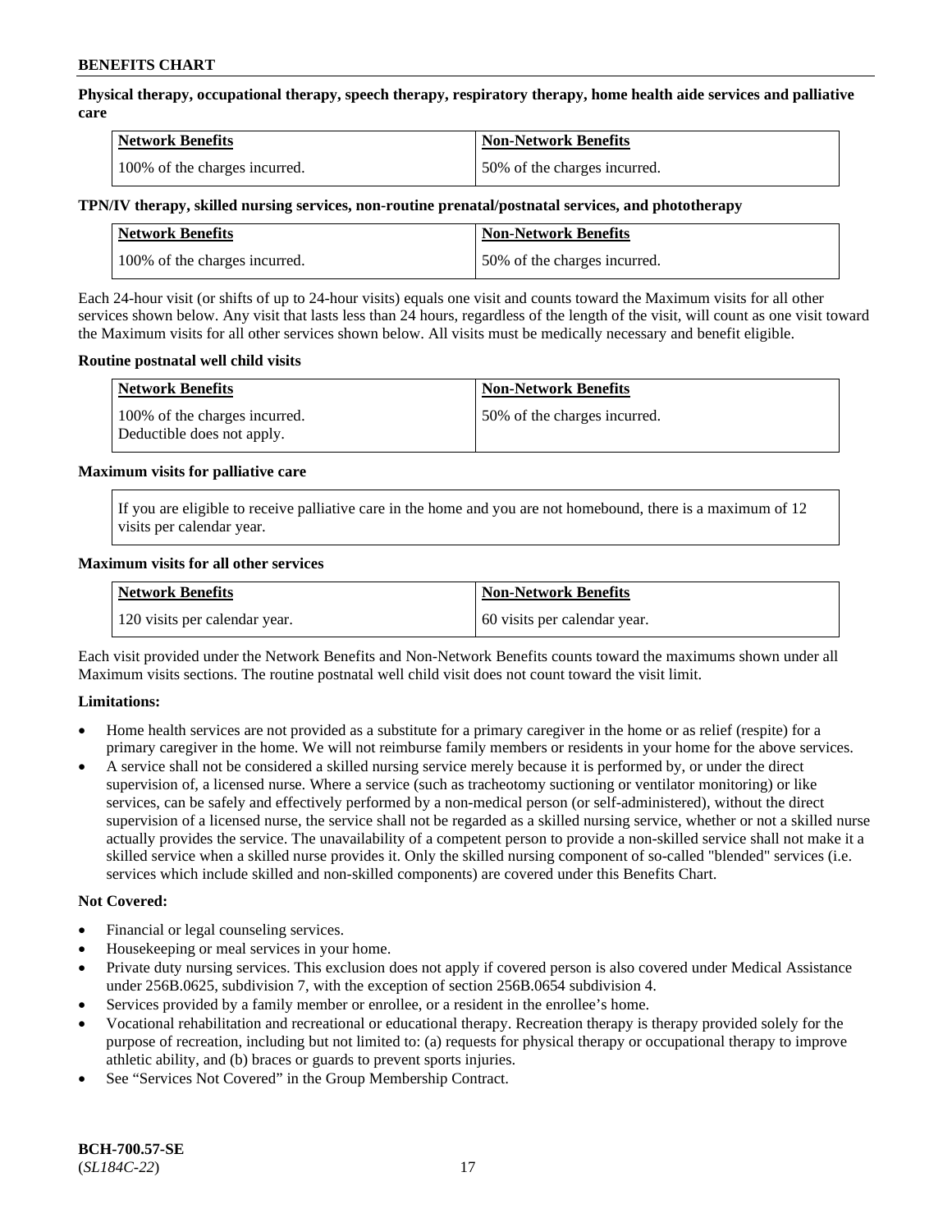**Physical therapy, occupational therapy, speech therapy, respiratory therapy, home health aide services and palliative care**

| Network Benefits | Non-Network Benefits |
|---|---|
| 100% of the charges incurred. | 50% of the charges incurred. |

**TPN/IV therapy, skilled nursing services, non-routine prenatal/postnatal services, and phototherapy**

| Network Benefits | Non-Network Benefits |
|---|---|
| 100% of the charges incurred. | 50% of the charges incurred. |

Each 24-hour visit (or shifts of up to 24-hour visits) equals one visit and counts toward the Maximum visits for all other services shown below. Any visit that lasts less than 24 hours, regardless of the length of the visit, will count as one visit toward the Maximum visits for all other services shown below. All visits must be medically necessary and benefit eligible.

**Routine postnatal well child visits**

| Network Benefits | Non-Network Benefits |
|---|---|
| 100% of the charges incurred. Deductible does not apply. | 50% of the charges incurred. |

**Maximum visits for palliative care**

If you are eligible to receive palliative care in the home and you are not homebound, there is a maximum of 12 visits per calendar year.

**Maximum visits for all other services**

| Network Benefits | Non-Network Benefits |
|---|---|
| 120 visits per calendar year. | 60 visits per calendar year. |

Each visit provided under the Network Benefits and Non-Network Benefits counts toward the maximums shown under all Maximum visits sections. The routine postnatal well child visit does not count toward the visit limit.

**Limitations:**

- Home health services are not provided as a substitute for a primary caregiver in the home or as relief (respite) for a primary caregiver in the home. We will not reimburse family members or residents in your home for the above services.
- A service shall not be considered a skilled nursing service merely because it is performed by, or under the direct supervision of, a licensed nurse. Where a service (such as tracheotomy suctioning or ventilator monitoring) or like services, can be safely and effectively performed by a non-medical person (or self-administered), without the direct supervision of a licensed nurse, the service shall not be regarded as a skilled nursing service, whether or not a skilled nurse actually provides the service. The unavailability of a competent person to provide a non-skilled service shall not make it a skilled service when a skilled nurse provides it. Only the skilled nursing component of so-called "blended" services (i.e. services which include skilled and non-skilled components) are covered under this Benefits Chart.

**Not Covered:**

- Financial or legal counseling services.
- Housekeeping or meal services in your home.
- Private duty nursing services. This exclusion does not apply if covered person is also covered under Medical Assistance under 256B.0625, subdivision 7, with the exception of section 256B.0654 subdivision 4.
- Services provided by a family member or enrollee, or a resident in the enrollee's home.
- Vocational rehabilitation and recreational or educational therapy. Recreation therapy is therapy provided solely for the purpose of recreation, including but not limited to: (a) requests for physical therapy or occupational therapy to improve athletic ability, and (b) braces or guards to prevent sports injuries.
- See "Services Not Covered" in the Group Membership Contract.

**BCH-700.57-SE**
(*SL184C-22*)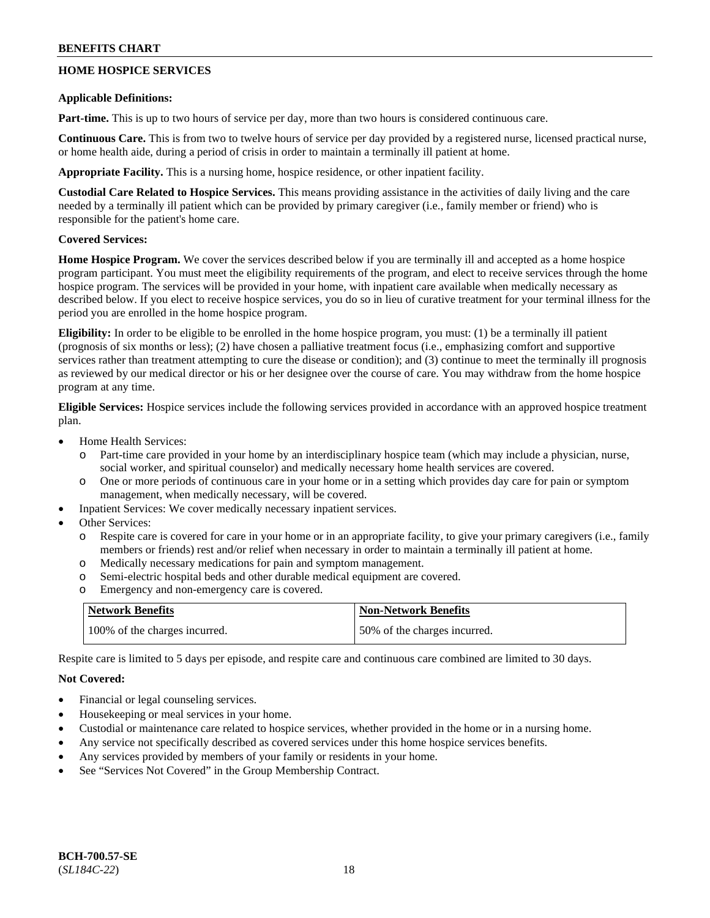## HOME HOSPICE SERVICES

**Applicable Definitions:**

**Part-time.** This is up to two hours of service per day, more than two hours is considered continuous care.

**Continuous Care.** This is from two to twelve hours of service per day provided by a registered nurse, licensed practical nurse, or home health aide, during a period of crisis in order to maintain a terminally ill patient at home.

**Appropriate Facility.** This is a nursing home, hospice residence, or other inpatient facility.

**Custodial Care Related to Hospice Services.** This means providing assistance in the activities of daily living and the care needed by a terminally ill patient which can be provided by primary caregiver (i.e., family member or friend) who is responsible for the patient's home care.

**Covered Services:**

**Home Hospice Program.** We cover the services described below if you are terminally ill and accepted as a home hospice program participant. You must meet the eligibility requirements of the program, and elect to receive services through the home hospice program. The services will be provided in your home, with inpatient care available when medically necessary as described below. If you elect to receive hospice services, you do so in lieu of curative treatment for your terminal illness for the period you are enrolled in the home hospice program.

**Eligibility:** In order to be eligible to be enrolled in the home hospice program, you must: (1) be a terminally ill patient (prognosis of six months or less); (2) have chosen a palliative treatment focus (i.e., emphasizing comfort and supportive services rather than treatment attempting to cure the disease or condition); and (3) continue to meet the terminally ill prognosis as reviewed by our medical director or his or her designee over the course of care. You may withdraw from the home hospice program at any time.

**Eligible Services:** Hospice services include the following services provided in accordance with an approved hospice treatment plan.

- Home Health Services:
  - Part-time care provided in your home by an interdisciplinary hospice team (which may include a physician, nurse, social worker, and spiritual counselor) and medically necessary home health services are covered.
  - One or more periods of continuous care in your home or in a setting which provides day care for pain or symptom management, when medically necessary, will be covered.
- Inpatient Services: We cover medically necessary inpatient services.
- Other Services:
  - Respite care is covered for care in your home or in an appropriate facility, to give your primary caregivers (i.e., family members or friends) rest and/or relief when necessary in order to maintain a terminally ill patient at home.
  - Medically necessary medications for pain and symptom management.
  - Semi-electric hospital beds and other durable medical equipment are covered.
  - Emergency and non-emergency care is covered.

| Network Benefits | Non-Network Benefits |
|---|---|
| 100% of the charges incurred. | 50% of the charges incurred. |

Respite care is limited to 5 days per episode, and respite care and continuous care combined are limited to 30 days.

**Not Covered:**

- Financial or legal counseling services.
- Housekeeping or meal services in your home.
- Custodial or maintenance care related to hospice services, whether provided in the home or in a nursing home.
- Any service not specifically described as covered services under this home hospice services benefits.
- Any services provided by members of your family or residents in your home.
- See "Services Not Covered" in the Group Membership Contract.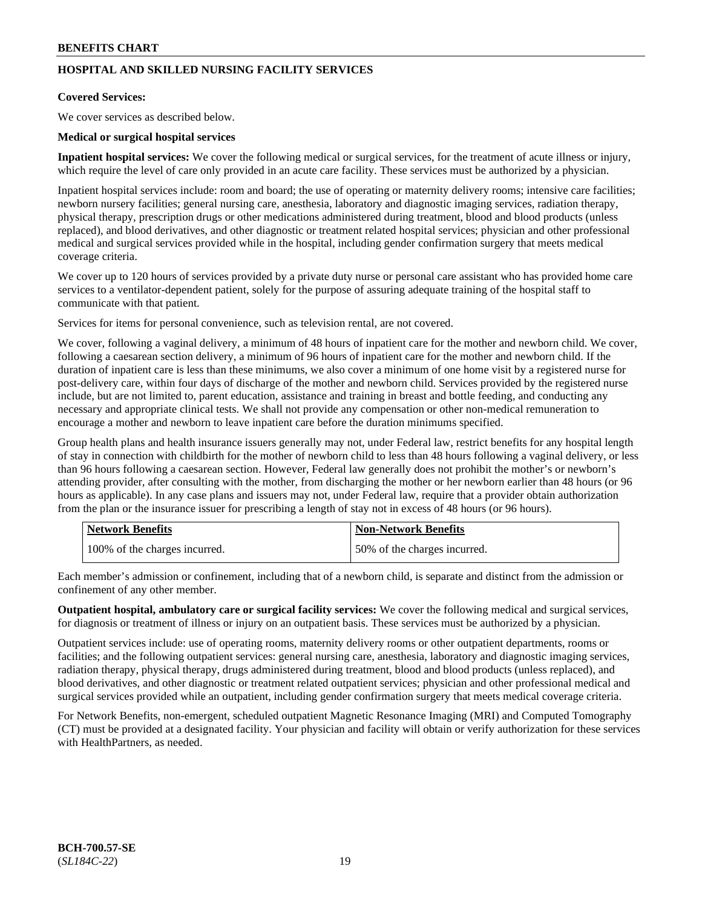## HOSPITAL AND SKILLED NURSING FACILITY SERVICES

**Covered Services:**

We cover services as described below.

**Medical or surgical hospital services**

**Inpatient hospital services:** We cover the following medical or surgical services, for the treatment of acute illness or injury, which require the level of care only provided in an acute care facility. These services must be authorized by a physician.

Inpatient hospital services include: room and board; the use of operating or maternity delivery rooms; intensive care facilities; newborn nursery facilities; general nursing care, anesthesia, laboratory and diagnostic imaging services, radiation therapy, physical therapy, prescription drugs or other medications administered during treatment, blood and blood products (unless replaced), and blood derivatives, and other diagnostic or treatment related hospital services; physician and other professional medical and surgical services provided while in the hospital, including gender confirmation surgery that meets medical coverage criteria.

We cover up to 120 hours of services provided by a private duty nurse or personal care assistant who has provided home care services to a ventilator-dependent patient, solely for the purpose of assuring adequate training of the hospital staff to communicate with that patient.

Services for items for personal convenience, such as television rental, are not covered.

We cover, following a vaginal delivery, a minimum of 48 hours of inpatient care for the mother and newborn child. We cover, following a caesarean section delivery, a minimum of 96 hours of inpatient care for the mother and newborn child. If the duration of inpatient care is less than these minimums, we also cover a minimum of one home visit by a registered nurse for post-delivery care, within four days of discharge of the mother and newborn child. Services provided by the registered nurse include, but are not limited to, parent education, assistance and training in breast and bottle feeding, and conducting any necessary and appropriate clinical tests. We shall not provide any compensation or other non-medical remuneration to encourage a mother and newborn to leave inpatient care before the duration minimums specified.

Group health plans and health insurance issuers generally may not, under Federal law, restrict benefits for any hospital length of stay in connection with childbirth for the mother of newborn child to less than 48 hours following a vaginal delivery, or less than 96 hours following a caesarean section. However, Federal law generally does not prohibit the mother's or newborn's attending provider, after consulting with the mother, from discharging the mother or her newborn earlier than 48 hours (or 96 hours as applicable). In any case plans and issuers may not, under Federal law, require that a provider obtain authorization from the plan or the insurance issuer for prescribing a length of stay not in excess of 48 hours (or 96 hours).

| Network Benefits | Non-Network Benefits |
| --- | --- |
| 100% of the charges incurred. | 50% of the charges incurred. |

Each member's admission or confinement, including that of a newborn child, is separate and distinct from the admission or confinement of any other member.

**Outpatient hospital, ambulatory care or surgical facility services:** We cover the following medical and surgical services, for diagnosis or treatment of illness or injury on an outpatient basis. These services must be authorized by a physician.

Outpatient services include: use of operating rooms, maternity delivery rooms or other outpatient departments, rooms or facilities; and the following outpatient services: general nursing care, anesthesia, laboratory and diagnostic imaging services, radiation therapy, physical therapy, drugs administered during treatment, blood and blood products (unless replaced), and blood derivatives, and other diagnostic or treatment related outpatient services; physician and other professional medical and surgical services provided while an outpatient, including gender confirmation surgery that meets medical coverage criteria.

For Network Benefits, non-emergent, scheduled outpatient Magnetic Resonance Imaging (MRI) and Computed Tomography (CT) must be provided at a designated facility. Your physician and facility will obtain or verify authorization for these services with HealthPartners, as needed.

**BCH-700.57-SE**
(*SL184C-22*)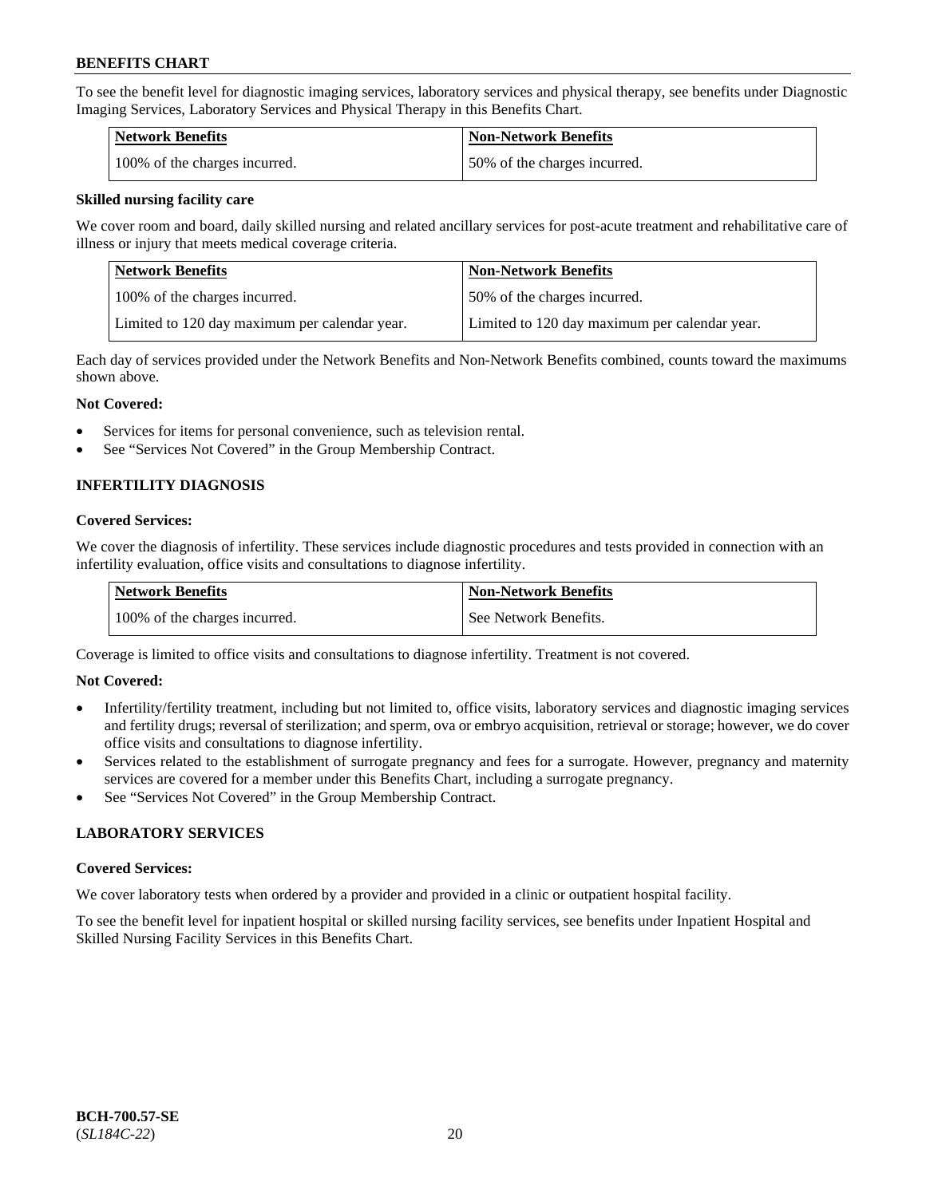To see the benefit level for diagnostic imaging services, laboratory services and physical therapy, see benefits under Diagnostic Imaging Services, Laboratory Services and Physical Therapy in this Benefits Chart.

| Network Benefits | Non-Network Benefits |
| --- | --- |
| 100% of the charges incurred. | 50% of the charges incurred. |

**Skilled nursing facility care**

We cover room and board, daily skilled nursing and related ancillary services for post-acute treatment and rehabilitative care of illness or injury that meets medical coverage criteria.

| Network Benefits | Non-Network Benefits |
| --- | --- |
| 100% of the charges incurred. | 50% of the charges incurred. |
| Limited to 120 day maximum per calendar year. | Limited to 120 day maximum per calendar year. |

Each day of services provided under the Network Benefits and Non-Network Benefits combined, counts toward the maximums shown above.

**Not Covered:**

- Services for items for personal convenience, such as television rental.
- See "Services Not Covered" in the Group Membership Contract.

## INFERTILITY DIAGNOSIS

**Covered Services:**

We cover the diagnosis of infertility. These services include diagnostic procedures and tests provided in connection with an infertility evaluation, office visits and consultations to diagnose infertility.

| Network Benefits | Non-Network Benefits |
| --- | --- |
| 100% of the charges incurred. | See Network Benefits. |

Coverage is limited to office visits and consultations to diagnose infertility. Treatment is not covered.

**Not Covered:**

- Infertility/fertility treatment, including but not limited to, office visits, laboratory services and diagnostic imaging services and fertility drugs; reversal of sterilization; and sperm, ova or embryo acquisition, retrieval or storage; however, we do cover office visits and consultations to diagnose infertility.
- Services related to the establishment of surrogate pregnancy and fees for a surrogate. However, pregnancy and maternity services are covered for a member under this Benefits Chart, including a surrogate pregnancy.
- See "Services Not Covered" in the Group Membership Contract.

## LABORATORY SERVICES

**Covered Services:**

We cover laboratory tests when ordered by a provider and provided in a clinic or outpatient hospital facility.

To see the benefit level for inpatient hospital or skilled nursing facility services, see benefits under Inpatient Hospital and Skilled Nursing Facility Services in this Benefits Chart.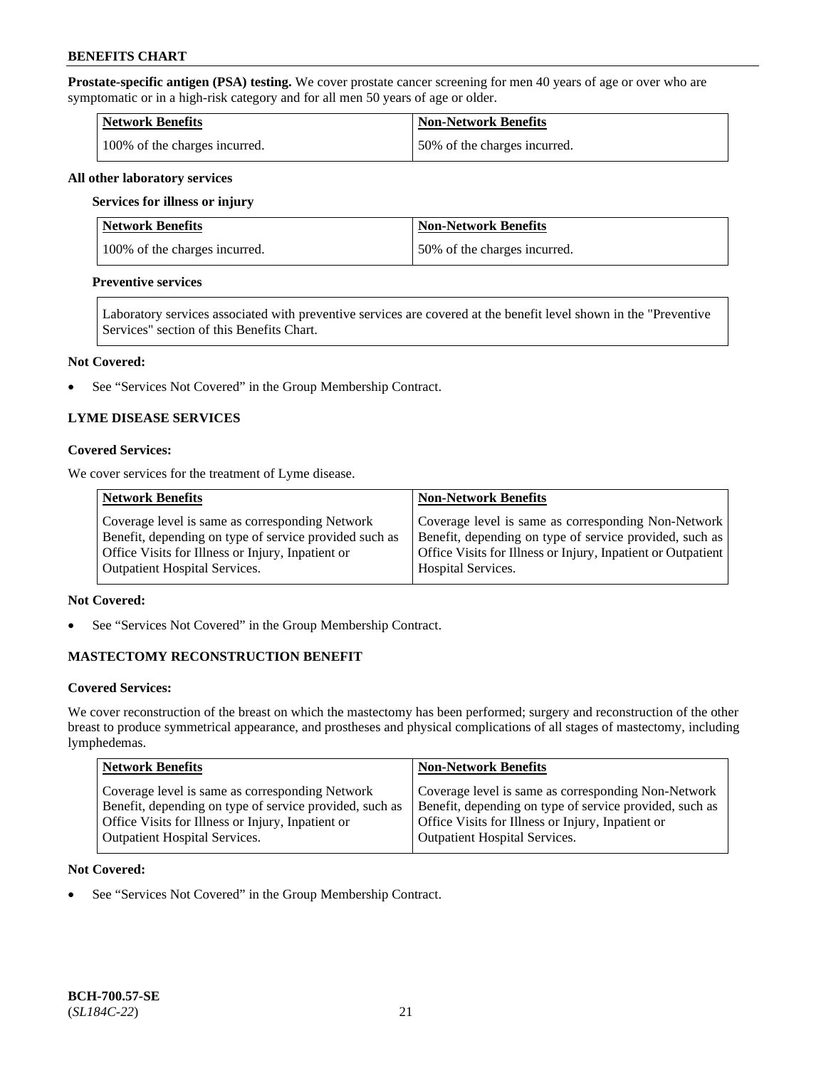**Prostate-specific antigen (PSA) testing.** We cover prostate cancer screening for men 40 years of age or over who are symptomatic or in a high-risk category and for all men 50 years of age or older.

| Network Benefits | Non-Network Benefits |
|---|---|
| 100% of the charges incurred. | 50% of the charges incurred. |

**All other laboratory services**

**Services for illness or injury**

| Network Benefits | Non-Network Benefits |
|---|---|
| 100% of the charges incurred. | 50% of the charges incurred. |

**Preventive services**

| Laboratory services associated with preventive services are covered at the benefit level shown in the "Preventive Services" section of this Benefits Chart. |
|---|

**Not Covered:**

- See "Services Not Covered" in the Group Membership Contract.

## LYME DISEASE SERVICES

**Covered Services:**

We cover services for the treatment of Lyme disease.

| Network Benefits | Non-Network Benefits |
|---|---|
| Coverage level is same as corresponding Network Benefit, depending on type of service provided such as Office Visits for Illness or Injury, Inpatient or Outpatient Hospital Services. | Coverage level is same as corresponding Non-Network Benefit, depending on type of service provided, such as Office Visits for Illness or Injury, Inpatient or Outpatient Hospital Services. |

**Not Covered:**

- See "Services Not Covered" in the Group Membership Contract.

## MASTECTOMY RECONSTRUCTION BENEFIT

**Covered Services:**

We cover reconstruction of the breast on which the mastectomy has been performed; surgery and reconstruction of the other breast to produce symmetrical appearance, and prostheses and physical complications of all stages of mastectomy, including lymphedemas.

| Network Benefits | Non-Network Benefits |
|---|---|
| Coverage level is same as corresponding Network Benefit, depending on type of service provided, such as Office Visits for Illness or Injury, Inpatient or Outpatient Hospital Services. | Coverage level is same as corresponding Non-Network Benefit, depending on type of service provided, such as Office Visits for Illness or Injury, Inpatient or Outpatient Hospital Services. |

**Not Covered:**

- See "Services Not Covered" in the Group Membership Contract.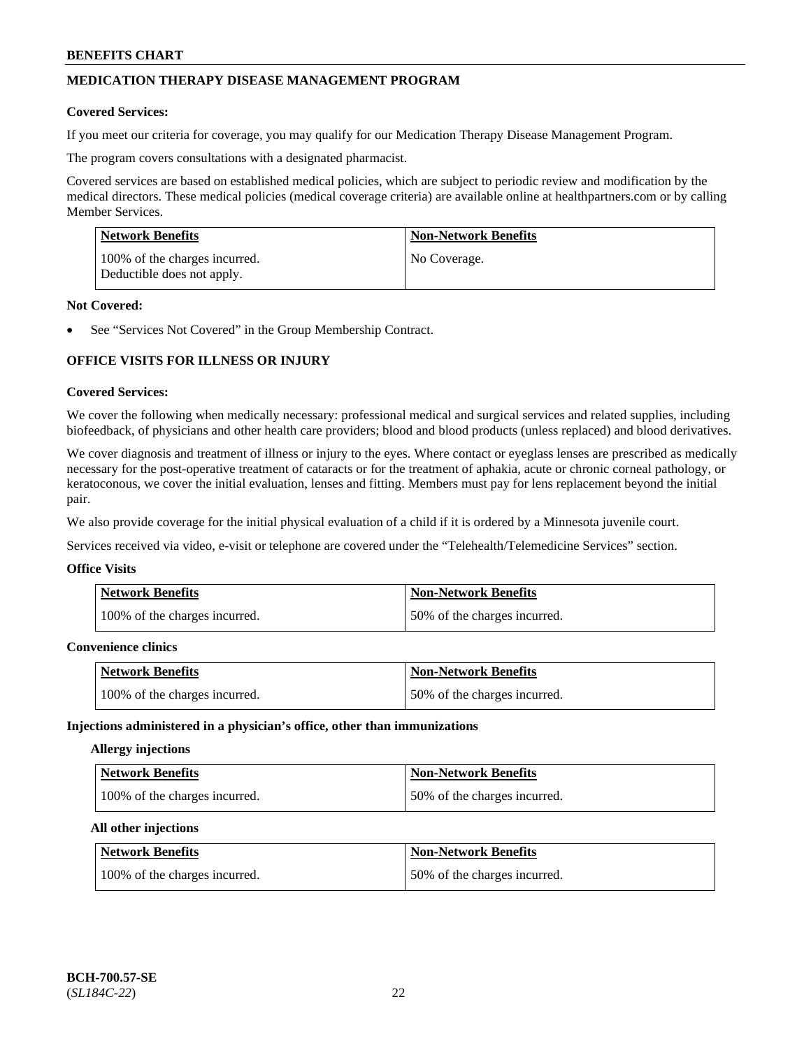## MEDICATION THERAPY DISEASE MANAGEMENT PROGRAM

**Covered Services:**

If you meet our criteria for coverage, you may qualify for our Medication Therapy Disease Management Program.

The program covers consultations with a designated pharmacist.

Covered services are based on established medical policies, which are subject to periodic review and modification by the medical directors. These medical policies (medical coverage criteria) are available online at healthpartners.com or by calling Member Services.

| Network Benefits | Non-Network Benefits |
| --- | --- |
| 100% of the charges incurred. Deductible does not apply. | No Coverage. |

**Not Covered:**

- See "Services Not Covered" in the Group Membership Contract.

## OFFICE VISITS FOR ILLNESS OR INJURY

**Covered Services:**

We cover the following when medically necessary: professional medical and surgical services and related supplies, including biofeedback, of physicians and other health care providers; blood and blood products (unless replaced) and blood derivatives.

We cover diagnosis and treatment of illness or injury to the eyes. Where contact or eyeglass lenses are prescribed as medically necessary for the post-operative treatment of cataracts or for the treatment of aphakia, acute or chronic corneal pathology, or keratoconous, we cover the initial evaluation, lenses and fitting. Members must pay for lens replacement beyond the initial pair.

We also provide coverage for the initial physical evaluation of a child if it is ordered by a Minnesota juvenile court.

Services received via video, e-visit or telephone are covered under the "Telehealth/Telemedicine Services" section.

**Office Visits**

| Network Benefits | Non-Network Benefits |
| --- | --- |
| 100% of the charges incurred. | 50% of the charges incurred. |

**Convenience clinics**

| Network Benefits | Non-Network Benefits |
| --- | --- |
| 100% of the charges incurred. | 50% of the charges incurred. |

**Injections administered in a physician's office, other than immunizations**

**Allergy injections**

| Network Benefits | Non-Network Benefits |
| --- | --- |
| 100% of the charges incurred. | 50% of the charges incurred. |

**All other injections**

| Network Benefits | Non-Network Benefits |
| --- | --- |
| 100% of the charges incurred. | 50% of the charges incurred. |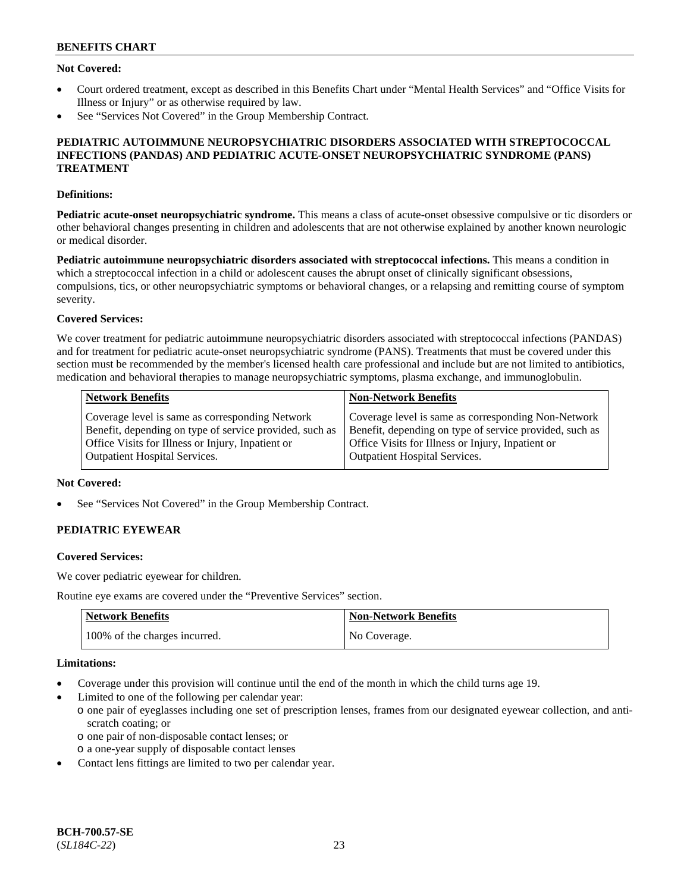**Not Covered:**

- Court ordered treatment, except as described in this Benefits Chart under "Mental Health Services" and "Office Visits for Illness or Injury" or as otherwise required by law.
- See "Services Not Covered" in the Group Membership Contract.

## PEDIATRIC AUTOIMMUNE NEUROPSYCHIATRIC DISORDERS ASSOCIATED WITH STREPTOCOCCAL INFECTIONS (PANDAS) AND PEDIATRIC ACUTE-ONSET NEUROPSYCHIATRIC SYNDROME (PANS) TREATMENT

**Definitions:**

**Pediatric acute-onset neuropsychiatric syndrome.** This means a class of acute-onset obsessive compulsive or tic disorders or other behavioral changes presenting in children and adolescents that are not otherwise explained by another known neurologic or medical disorder.

**Pediatric autoimmune neuropsychiatric disorders associated with streptococcal infections.** This means a condition in which a streptococcal infection in a child or adolescent causes the abrupt onset of clinically significant obsessions, compulsions, tics, or other neuropsychiatric symptoms or behavioral changes, or a relapsing and remitting course of symptom severity.

**Covered Services:**

We cover treatment for pediatric autoimmune neuropsychiatric disorders associated with streptococcal infections (PANDAS) and for treatment for pediatric acute-onset neuropsychiatric syndrome (PANS). Treatments that must be covered under this section must be recommended by the member's licensed health care professional and include but are not limited to antibiotics, medication and behavioral therapies to manage neuropsychiatric symptoms, plasma exchange, and immunoglobulin.

| Network Benefits | Non-Network Benefits |
| --- | --- |
| Coverage level is same as corresponding Network Benefit, depending on type of service provided, such as Office Visits for Illness or Injury, Inpatient or Outpatient Hospital Services. | Coverage level is same as corresponding Non-Network Benefit, depending on type of service provided, such as Office Visits for Illness or Injury, Inpatient or Outpatient Hospital Services. |

**Not Covered:**

- See "Services Not Covered" in the Group Membership Contract.

## PEDIATRIC EYEWEAR

**Covered Services:**

We cover pediatric eyewear for children.

Routine eye exams are covered under the "Preventive Services" section.

| Network Benefits | Non-Network Benefits |
| --- | --- |
| 100% of the charges incurred. | No Coverage. |

**Limitations:**

- Coverage under this provision will continue until the end of the month in which the child turns age 19.
- Limited to one of the following per calendar year:
  - one pair of eyeglasses including one set of prescription lenses, frames from our designated eyewear collection, and anti-scratch coating; or
  - one pair of non-disposable contact lenses; or
  - a one-year supply of disposable contact lenses
- Contact lens fittings are limited to two per calendar year.

**BCH-700.57-SE**
(*SL184C-22*)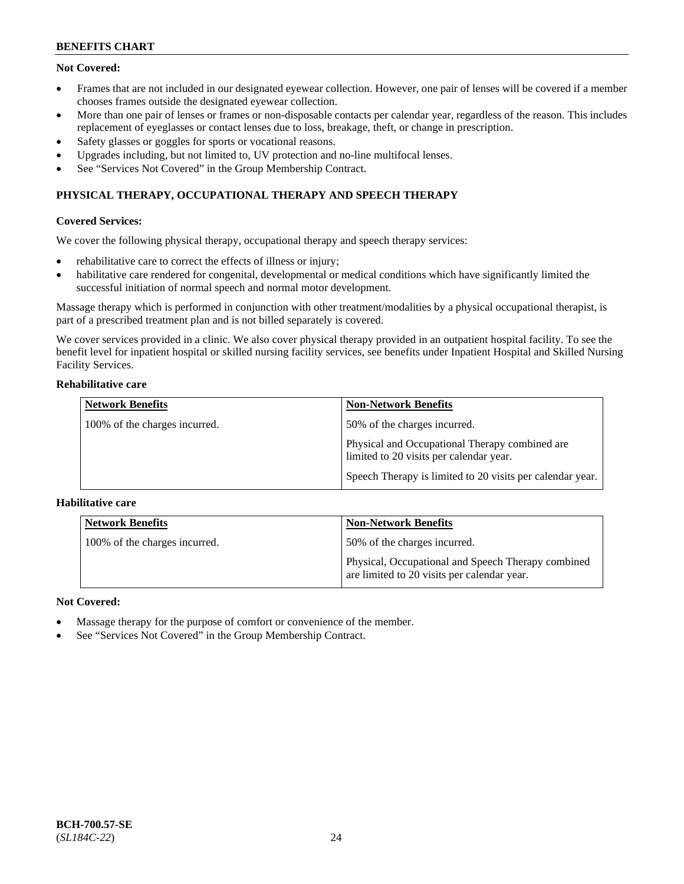**Not Covered:**

- Frames that are not included in our designated eyewear collection. However, one pair of lenses will be covered if a member chooses frames outside the designated eyewear collection.
- More than one pair of lenses or frames or non-disposable contacts per calendar year, regardless of the reason. This includes replacement of eyeglasses or contact lenses due to loss, breakage, theft, or change in prescription.
- Safety glasses or goggles for sports or vocational reasons.
- Upgrades including, but not limited to, UV protection and no-line multifocal lenses.
- See "Services Not Covered" in the Group Membership Contract.

## PHYSICAL THERAPY, OCCUPATIONAL THERAPY AND SPEECH THERAPY

**Covered Services:**

We cover the following physical therapy, occupational therapy and speech therapy services:

- rehabilitative care to correct the effects of illness or injury;
- habilitative care rendered for congenital, developmental or medical conditions which have significantly limited the successful initiation of normal speech and normal motor development.

Massage therapy which is performed in conjunction with other treatment/modalities by a physical occupational therapist, is part of a prescribed treatment plan and is not billed separately is covered.

We cover services provided in a clinic. We also cover physical therapy provided in an outpatient hospital facility. To see the benefit level for inpatient hospital or skilled nursing facility services, see benefits under Inpatient Hospital and Skilled Nursing Facility Services.

**Rehabilitative care**

| Network Benefits | Non-Network Benefits |
|---|---|
| 100% of the charges incurred. | 50% of the charges incurred.<br><br>Physical and Occupational Therapy combined are limited to 20 visits per calendar year.<br><br>Speech Therapy is limited to 20 visits per calendar year. |

**Habilitative care**

| Network Benefits | Non-Network Benefits |
|---|---|
| 100% of the charges incurred. | 50% of the charges incurred.<br><br>Physical, Occupational and Speech Therapy combined are limited to 20 visits per calendar year. |

**Not Covered:**

- Massage therapy for the purpose of comfort or convenience of the member.
- See "Services Not Covered" in the Group Membership Contract.

**BCH-700.57-SE**
(*SL184C-22*)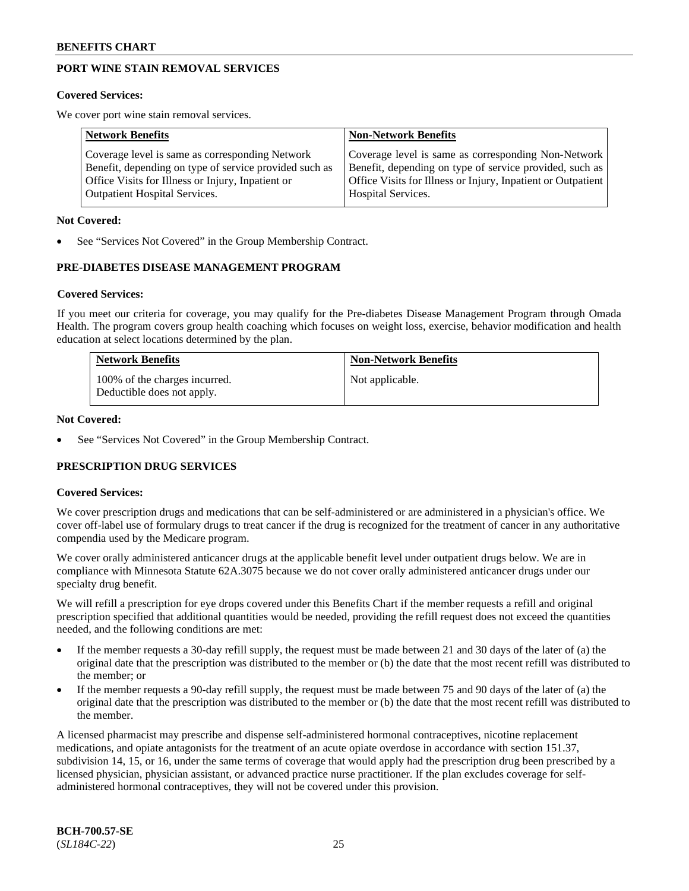## PORT WINE STAIN REMOVAL SERVICES

**Covered Services:**

We cover port wine stain removal services.

| Network Benefits | Non-Network Benefits |
|---|---|
| Coverage level is same as corresponding Network Benefit, depending on type of service provided such as Office Visits for Illness or Injury, Inpatient or Outpatient Hospital Services. | Coverage level is same as corresponding Non-Network Benefit, depending on type of service provided, such as Office Visits for Illness or Injury, Inpatient or Outpatient Hospital Services. |

**Not Covered:**

- See "Services Not Covered" in the Group Membership Contract.

## PRE-DIABETES DISEASE MANAGEMENT PROGRAM

**Covered Services:**

If you meet our criteria for coverage, you may qualify for the Pre-diabetes Disease Management Program through Omada Health. The program covers group health coaching which focuses on weight loss, exercise, behavior modification and health education at select locations determined by the plan.

| Network Benefits | Non-Network Benefits |
|---|---|
| 100% of the charges incurred. Deductible does not apply. | Not applicable. |

**Not Covered:**

- See "Services Not Covered" in the Group Membership Contract.

## PRESCRIPTION DRUG SERVICES

**Covered Services:**

We cover prescription drugs and medications that can be self-administered or are administered in a physician's office. We cover off-label use of formulary drugs to treat cancer if the drug is recognized for the treatment of cancer in any authoritative compendia used by the Medicare program.

We cover orally administered anticancer drugs at the applicable benefit level under outpatient drugs below. We are in compliance with Minnesota Statute 62A.3075 because we do not cover orally administered anticancer drugs under our specialty drug benefit.

We will refill a prescription for eye drops covered under this Benefits Chart if the member requests a refill and original prescription specified that additional quantities would be needed, providing the refill request does not exceed the quantities needed, and the following conditions are met:

- If the member requests a 30-day refill supply, the request must be made between 21 and 30 days of the later of (a) the original date that the prescription was distributed to the member or (b) the date that the most recent refill was distributed to the member; or
- If the member requests a 90-day refill supply, the request must be made between 75 and 90 days of the later of (a) the original date that the prescription was distributed to the member or (b) the date that the most recent refill was distributed to the member.

A licensed pharmacist may prescribe and dispense self-administered hormonal contraceptives, nicotine replacement medications, and opiate antagonists for the treatment of an acute opiate overdose in accordance with section 151.37, subdivision 14, 15, or 16, under the same terms of coverage that would apply had the prescription drug been prescribed by a licensed physician, physician assistant, or advanced practice nurse practitioner. If the plan excludes coverage for self-administered hormonal contraceptives, they will not be covered under this provision.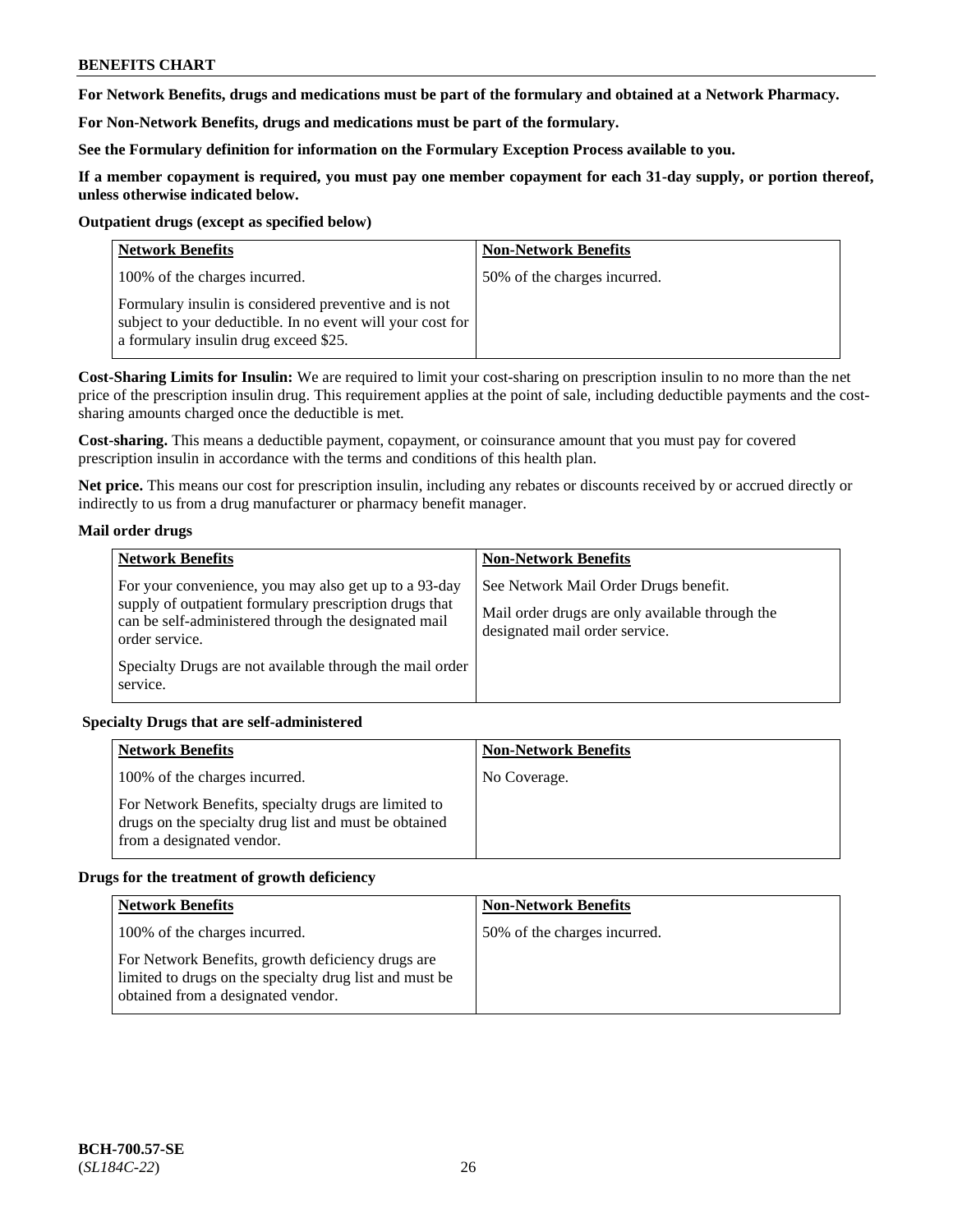**For Network Benefits, drugs and medications must be part of the formulary and obtained at a Network Pharmacy.**

**For Non-Network Benefits, drugs and medications must be part of the formulary.**

**See the Formulary definition for information on the Formulary Exception Process available to you.**

**If a member copayment is required, you must pay one member copayment for each 31-day supply, or portion thereof, unless otherwise indicated below.**

**Outpatient drugs (except as specified below)**

| Network Benefits | Non-Network Benefits |
|---|---|
| 100% of the charges incurred.<br><br>Formulary insulin is considered preventive and is not subject to your deductible. In no event will your cost for a formulary insulin drug exceed $25. | 50% of the charges incurred. |

**Cost-Sharing Limits for Insulin:** We are required to limit your cost-sharing on prescription insulin to no more than the net price of the prescription insulin drug. This requirement applies at the point of sale, including deductible payments and the cost-sharing amounts charged once the deductible is met.

**Cost-sharing.** This means a deductible payment, copayment, or coinsurance amount that you must pay for covered prescription insulin in accordance with the terms and conditions of this health plan.

**Net price.** This means our cost for prescription insulin, including any rebates or discounts received by or accrued directly or indirectly to us from a drug manufacturer or pharmacy benefit manager.

**Mail order drugs**

| Network Benefits | Non-Network Benefits |
|---|---|
| For your convenience, you may also get up to a 93-day supply of outpatient formulary prescription drugs that can be self-administered through the designated mail order service.<br><br>Specialty Drugs are not available through the mail order service. | See Network Mail Order Drugs benefit.<br><br>Mail order drugs are only available through the designated mail order service. |

**Specialty Drugs that are self-administered**

| Network Benefits | Non-Network Benefits |
|---|---|
| 100% of the charges incurred.<br><br>For Network Benefits, specialty drugs are limited to drugs on the specialty drug list and must be obtained from a designated vendor. | No Coverage. |

**Drugs for the treatment of growth deficiency**

| Network Benefits | Non-Network Benefits |
|---|---|
| 100% of the charges incurred.<br><br>For Network Benefits, growth deficiency drugs are limited to drugs on the specialty drug list and must be obtained from a designated vendor. | 50% of the charges incurred. |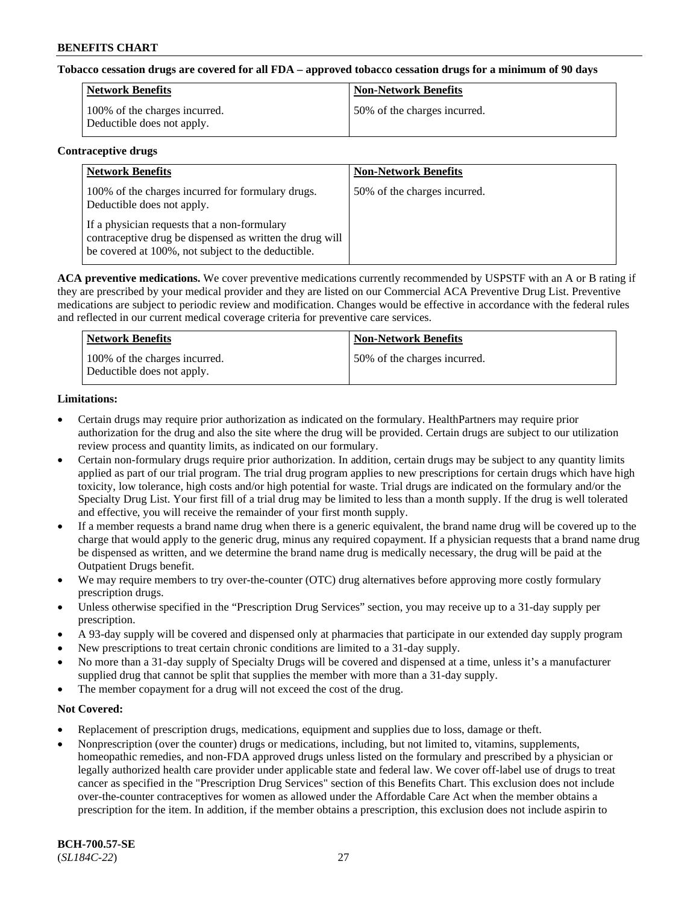**Tobacco cessation drugs are covered for all FDA – approved tobacco cessation drugs for a minimum of 90 days**

| Network Benefits | Non-Network Benefits |
| --- | --- |
| 100% of the charges incurred. Deductible does not apply. | 50% of the charges incurred. |

**Contraceptive drugs**

| Network Benefits | Non-Network Benefits |
| --- | --- |
| 100% of the charges incurred for formulary drugs. Deductible does not apply.<br><br>If a physician requests that a non-formulary contraceptive drug be dispensed as written the drug will be covered at 100%, not subject to the deductible. | 50% of the charges incurred. |

**ACA preventive medications.** We cover preventive medications currently recommended by USPSTF with an A or B rating if they are prescribed by your medical provider and they are listed on our Commercial ACA Preventive Drug List. Preventive medications are subject to periodic review and modification. Changes would be effective in accordance with the federal rules and reflected in our current medical coverage criteria for preventive care services.

| Network Benefits | Non-Network Benefits |
| --- | --- |
| 100% of the charges incurred. Deductible does not apply. | 50% of the charges incurred. |

**Limitations:**

- Certain drugs may require prior authorization as indicated on the formulary. HealthPartners may require prior authorization for the drug and also the site where the drug will be provided. Certain drugs are subject to our utilization review process and quantity limits, as indicated on our formulary.
- Certain non-formulary drugs require prior authorization. In addition, certain drugs may be subject to any quantity limits applied as part of our trial program. The trial drug program applies to new prescriptions for certain drugs which have high toxicity, low tolerance, high costs and/or high potential for waste. Trial drugs are indicated on the formulary and/or the Specialty Drug List. Your first fill of a trial drug may be limited to less than a month supply. If the drug is well tolerated and effective, you will receive the remainder of your first month supply.
- If a member requests a brand name drug when there is a generic equivalent, the brand name drug will be covered up to the charge that would apply to the generic drug, minus any required copayment. If a physician requests that a brand name drug be dispensed as written, and we determine the brand name drug is medically necessary, the drug will be paid at the Outpatient Drugs benefit.
- We may require members to try over-the-counter (OTC) drug alternatives before approving more costly formulary prescription drugs.
- Unless otherwise specified in the "Prescription Drug Services" section, you may receive up to a 31-day supply per prescription.
- A 93-day supply will be covered and dispensed only at pharmacies that participate in our extended day supply program
- New prescriptions to treat certain chronic conditions are limited to a 31-day supply.
- No more than a 31-day supply of Specialty Drugs will be covered and dispensed at a time, unless it's a manufacturer supplied drug that cannot be split that supplies the member with more than a 31-day supply.
- The member copayment for a drug will not exceed the cost of the drug.

**Not Covered:**

- Replacement of prescription drugs, medications, equipment and supplies due to loss, damage or theft.
- Nonprescription (over the counter) drugs or medications, including, but not limited to, vitamins, supplements, homeopathic remedies, and non-FDA approved drugs unless listed on the formulary and prescribed by a physician or legally authorized health care provider under applicable state and federal law. We cover off-label use of drugs to treat cancer as specified in the "Prescription Drug Services" section of this Benefits Chart. This exclusion does not include over-the-counter contraceptives for women as allowed under the Affordable Care Act when the member obtains a prescription for the item. In addition, if the member obtains a prescription, this exclusion does not include aspirin to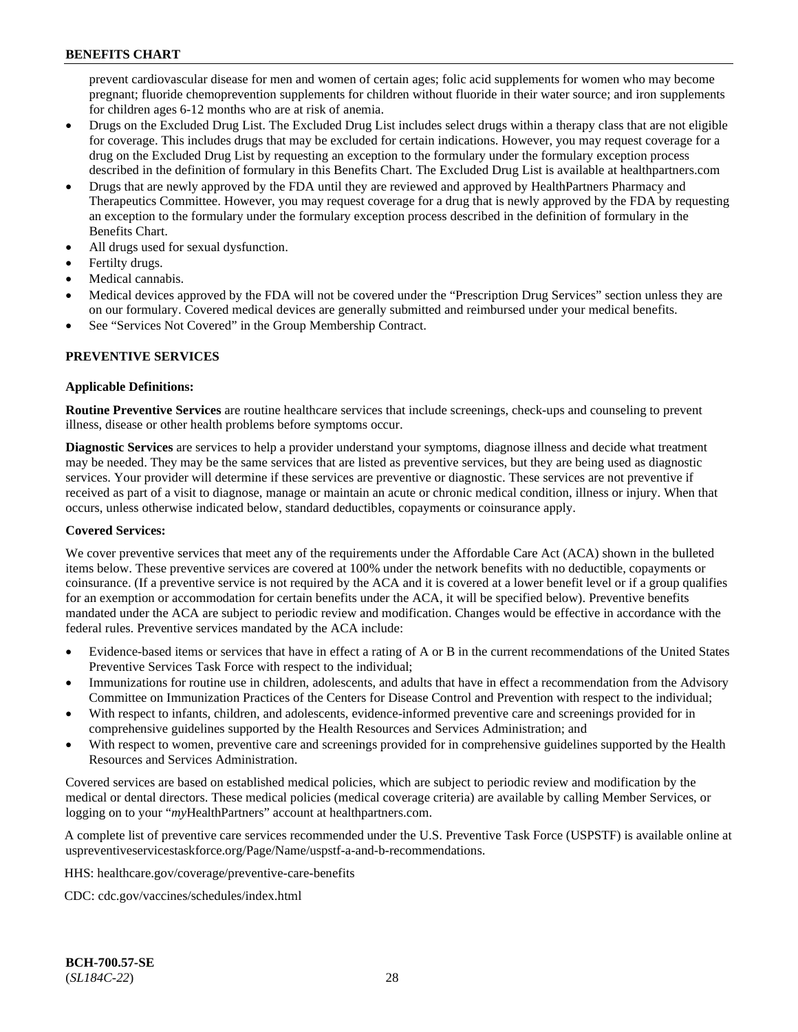prevent cardiovascular disease for men and women of certain ages; folic acid supplements for women who may become pregnant; fluoride chemoprevention supplements for children without fluoride in their water source; and iron supplements for children ages 6-12 months who are at risk of anemia.

- Drugs on the Excluded Drug List. The Excluded Drug List includes select drugs within a therapy class that are not eligible for coverage. This includes drugs that may be excluded for certain indications. However, you may request coverage for a drug on the Excluded Drug List by requesting an exception to the formulary under the formulary exception process described in the definition of formulary in this Benefits Chart. The Excluded Drug List is available at healthpartners.com
- Drugs that are newly approved by the FDA until they are reviewed and approved by HealthPartners Pharmacy and Therapeutics Committee. However, you may request coverage for a drug that is newly approved by the FDA by requesting an exception to the formulary under the formulary exception process described in the definition of formulary in the Benefits Chart.
- All drugs used for sexual dysfunction.
- Fertilty drugs.
- Medical cannabis.
- Medical devices approved by the FDA will not be covered under the "Prescription Drug Services" section unless they are on our formulary. Covered medical devices are generally submitted and reimbursed under your medical benefits.
- See "Services Not Covered" in the Group Membership Contract.

## PREVENTIVE SERVICES

**Applicable Definitions:**

**Routine Preventive Services** are routine healthcare services that include screenings, check-ups and counseling to prevent illness, disease or other health problems before symptoms occur.

**Diagnostic Services** are services to help a provider understand your symptoms, diagnose illness and decide what treatment may be needed. They may be the same services that are listed as preventive services, but they are being used as diagnostic services. Your provider will determine if these services are preventive or diagnostic. These services are not preventive if received as part of a visit to diagnose, manage or maintain an acute or chronic medical condition, illness or injury. When that occurs, unless otherwise indicated below, standard deductibles, copayments or coinsurance apply.

**Covered Services:**

We cover preventive services that meet any of the requirements under the Affordable Care Act (ACA) shown in the bulleted items below. These preventive services are covered at 100% under the network benefits with no deductible, copayments or coinsurance. (If a preventive service is not required by the ACA and it is covered at a lower benefit level or if a group qualifies for an exemption or accommodation for certain benefits under the ACA, it will be specified below). Preventive benefits mandated under the ACA are subject to periodic review and modification. Changes would be effective in accordance with the federal rules. Preventive services mandated by the ACA include:

- Evidence-based items or services that have in effect a rating of A or B in the current recommendations of the United States Preventive Services Task Force with respect to the individual;
- Immunizations for routine use in children, adolescents, and adults that have in effect a recommendation from the Advisory Committee on Immunization Practices of the Centers for Disease Control and Prevention with respect to the individual;
- With respect to infants, children, and adolescents, evidence-informed preventive care and screenings provided for in comprehensive guidelines supported by the Health Resources and Services Administration; and
- With respect to women, preventive care and screenings provided for in comprehensive guidelines supported by the Health Resources and Services Administration.

Covered services are based on established medical policies, which are subject to periodic review and modification by the medical or dental directors. These medical policies (medical coverage criteria) are available by calling Member Services, or logging on to your "*my*HealthPartners" account at healthpartners.com.

A complete list of preventive care services recommended under the U.S. Preventive Task Force (USPSTF) is available online at uspreventiveservicestaskforce.org/Page/Name/uspstf-a-and-b-recommendations.

HHS: healthcare.gov/coverage/preventive-care-benefits

CDC: cdc.gov/vaccines/schedules/index.html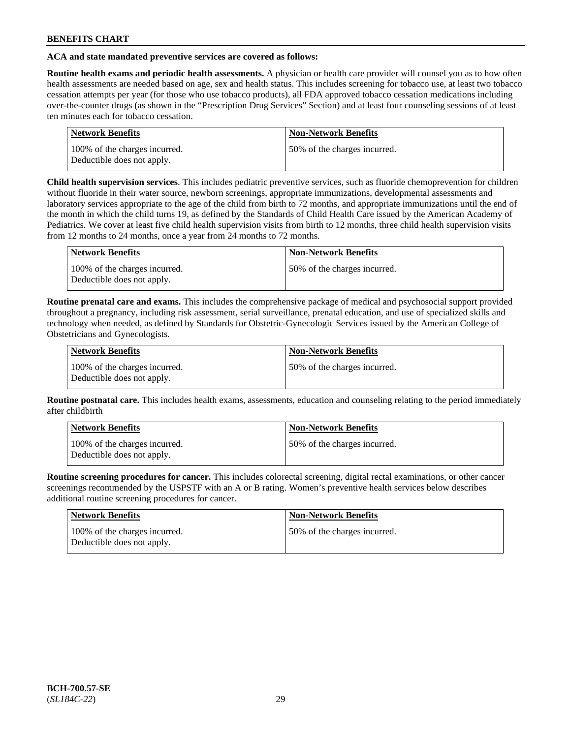**ACA and state mandated preventive services are covered as follows:**

**Routine health exams and periodic health assessments.** A physician or health care provider will counsel you as to how often health assessments are needed based on age, sex and health status. This includes screening for tobacco use, at least two tobacco cessation attempts per year (for those who use tobacco products), all FDA approved tobacco cessation medications including over-the-counter drugs (as shown in the "Prescription Drug Services" Section) and at least four counseling sessions of at least ten minutes each for tobacco cessation.

| Network Benefits | Non-Network Benefits |
|---|---|
| 100% of the charges incurred. Deductible does not apply. | 50% of the charges incurred. |

**Child health supervision services**. This includes pediatric preventive services, such as fluoride chemoprevention for children without fluoride in their water source, newborn screenings, appropriate immunizations, developmental assessments and laboratory services appropriate to the age of the child from birth to 72 months, and appropriate immunizations until the end of the month in which the child turns 19, as defined by the Standards of Child Health Care issued by the American Academy of Pediatrics. We cover at least five child health supervision visits from birth to 12 months, three child health supervision visits from 12 months to 24 months, once a year from 24 months to 72 months.

| Network Benefits | Non-Network Benefits |
|---|---|
| 100% of the charges incurred. Deductible does not apply. | 50% of the charges incurred. |

**Routine prenatal care and exams.** This includes the comprehensive package of medical and psychosocial support provided throughout a pregnancy, including risk assessment, serial surveillance, prenatal education, and use of specialized skills and technology when needed, as defined by Standards for Obstetric-Gynecologic Services issued by the American College of Obstetricians and Gynecologists.

| Network Benefits | Non-Network Benefits |
|---|---|
| 100% of the charges incurred. Deductible does not apply. | 50% of the charges incurred. |

**Routine postnatal care.** This includes health exams, assessments, education and counseling relating to the period immediately after childbirth

| Network Benefits | Non-Network Benefits |
|---|---|
| 100% of the charges incurred. Deductible does not apply. | 50% of the charges incurred. |

**Routine screening procedures for cancer.** This includes colorectal screening, digital rectal examinations, or other cancer screenings recommended by the USPSTF with an A or B rating. Women's preventive health services below describes additional routine screening procedures for cancer.

| Network Benefits | Non-Network Benefits |
|---|---|
| 100% of the charges incurred. Deductible does not apply. | 50% of the charges incurred. |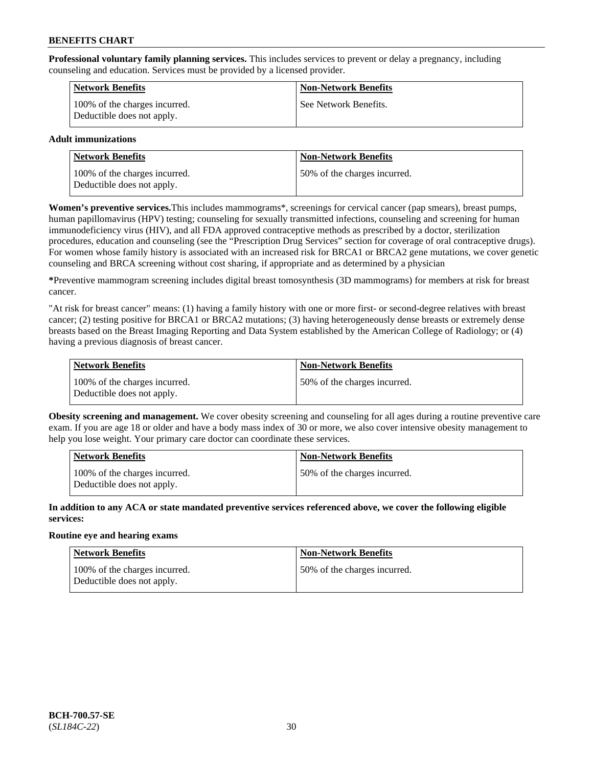**Professional voluntary family planning services.** This includes services to prevent or delay a pregnancy, including counseling and education. Services must be provided by a licensed provider.

| Network Benefits | Non-Network Benefits |
| --- | --- |
| 100% of the charges incurred. Deductible does not apply. | See Network Benefits. |

**Adult immunizations**

| Network Benefits | Non-Network Benefits |
| --- | --- |
| 100% of the charges incurred. Deductible does not apply. | 50% of the charges incurred. |

**Women's preventive services.**This includes mammograms*, screenings for cervical cancer (pap smears), breast pumps, human papillomavirus (HPV) testing; counseling for sexually transmitted infections, counseling and screening for human immunodeficiency virus (HIV), and all FDA approved contraceptive methods as prescribed by a doctor, sterilization procedures, education and counseling (see the "Prescription Drug Services" section for coverage of oral contraceptive drugs). For women whose family history is associated with an increased risk for BRCA1 or BRCA2 gene mutations, we cover genetic counseling and BRCA screening without cost sharing, if appropriate and as determined by a physician

**\***Preventive mammogram screening includes digital breast tomosynthesis (3D mammograms) for members at risk for breast cancer.

"At risk for breast cancer" means: (1) having a family history with one or more first- or second-degree relatives with breast cancer; (2) testing positive for BRCA1 or BRCA2 mutations; (3) having heterogeneously dense breasts or extremely dense breasts based on the Breast Imaging Reporting and Data System established by the American College of Radiology; or (4) having a previous diagnosis of breast cancer.

| Network Benefits | Non-Network Benefits |
| --- | --- |
| 100% of the charges incurred. Deductible does not apply. | 50% of the charges incurred. |

**Obesity screening and management.** We cover obesity screening and counseling for all ages during a routine preventive care exam. If you are age 18 or older and have a body mass index of 30 or more, we also cover intensive obesity management to help you lose weight. Your primary care doctor can coordinate these services.

| Network Benefits | Non-Network Benefits |
| --- | --- |
| 100% of the charges incurred. Deductible does not apply. | 50% of the charges incurred. |

**In addition to any ACA or state mandated preventive services referenced above, we cover the following eligible services:**

**Routine eye and hearing exams**

| Network Benefits | Non-Network Benefits |
| --- | --- |
| 100% of the charges incurred. Deductible does not apply. | 50% of the charges incurred. |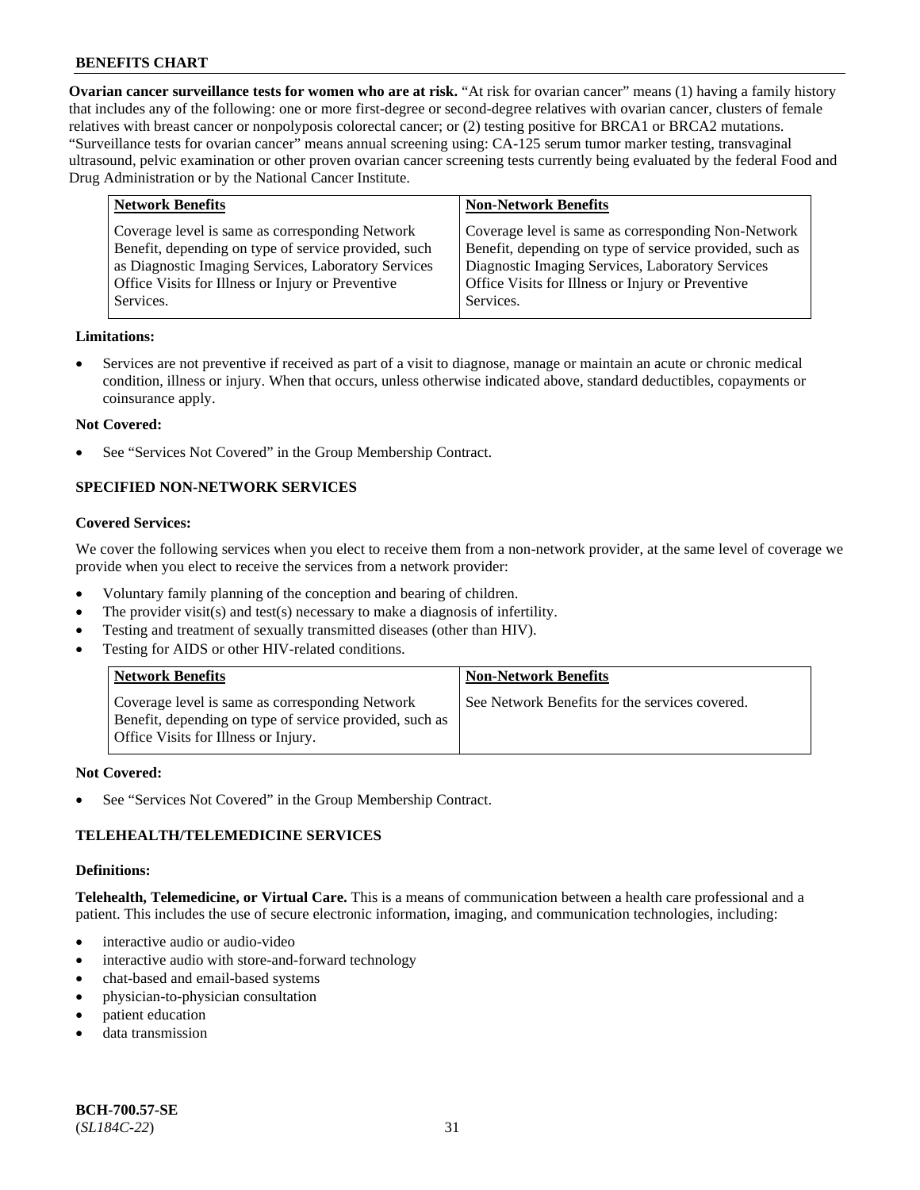**Ovarian cancer surveillance tests for women who are at risk.** "At risk for ovarian cancer" means (1) having a family history that includes any of the following: one or more first-degree or second-degree relatives with ovarian cancer, clusters of female relatives with breast cancer or nonpolyposis colorectal cancer; or (2) testing positive for BRCA1 or BRCA2 mutations. "Surveillance tests for ovarian cancer" means annual screening using: CA-125 serum tumor marker testing, transvaginal ultrasound, pelvic examination or other proven ovarian cancer screening tests currently being evaluated by the federal Food and Drug Administration or by the National Cancer Institute.

| Network Benefits | Non-Network Benefits |
|---|---|
| Coverage level is same as corresponding Network Benefit, depending on type of service provided, such as Diagnostic Imaging Services, Laboratory Services Office Visits for Illness or Injury or Preventive Services. | Coverage level is same as corresponding Non-Network Benefit, depending on type of service provided, such as Diagnostic Imaging Services, Laboratory Services Office Visits for Illness or Injury or Preventive Services. |

**Limitations:**

- Services are not preventive if received as part of a visit to diagnose, manage or maintain an acute or chronic medical condition, illness or injury. When that occurs, unless otherwise indicated above, standard deductibles, copayments or coinsurance apply.

**Not Covered:**

- See "Services Not Covered" in the Group Membership Contract.

### SPECIFIED NON-NETWORK SERVICES

**Covered Services:**

We cover the following services when you elect to receive them from a non-network provider, at the same level of coverage we provide when you elect to receive the services from a network provider:

- Voluntary family planning of the conception and bearing of children.
- The provider visit(s) and test(s) necessary to make a diagnosis of infertility.
- Testing and treatment of sexually transmitted diseases (other than HIV).
- Testing for AIDS or other HIV-related conditions.

| Network Benefits | Non-Network Benefits |
|---|---|
| Coverage level is same as corresponding Network Benefit, depending on type of service provided, such as Office Visits for Illness or Injury. | See Network Benefits for the services covered. |

**Not Covered:**

- See "Services Not Covered" in the Group Membership Contract.

### TELEHEALTH/TELEMEDICINE SERVICES

**Definitions:**

**Telehealth, Telemedicine, or Virtual Care.** This is a means of communication between a health care professional and a patient. This includes the use of secure electronic information, imaging, and communication technologies, including:

- interactive audio or audio-video
- interactive audio with store-and-forward technology
- chat-based and email-based systems
- physician-to-physician consultation
- patient education
- data transmission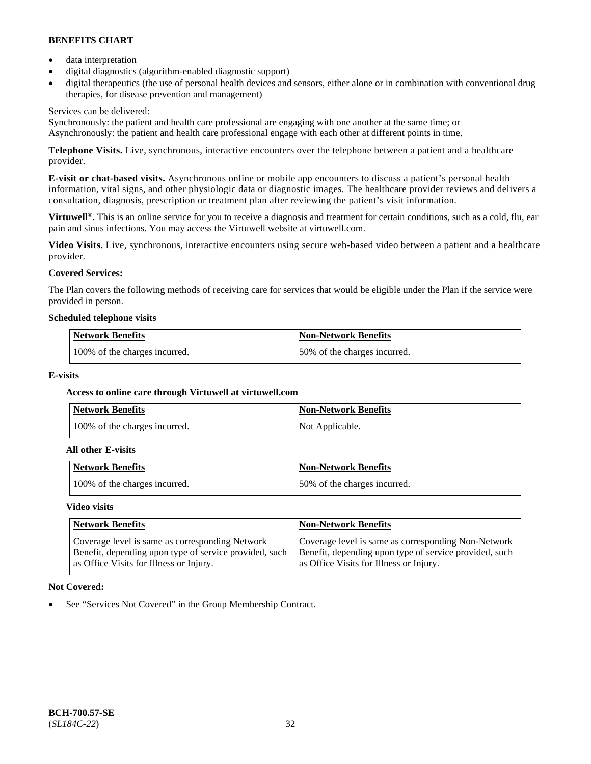- data interpretation
- digital diagnostics (algorithm-enabled diagnostic support)
- digital therapeutics (the use of personal health devices and sensors, either alone or in combination with conventional drug therapies, for disease prevention and management)

Services can be delivered:
Synchronously: the patient and health care professional are engaging with one another at the same time; or
Asynchronously: the patient and health care professional engage with each other at different points in time.

**Telephone Visits.** Live, synchronous, interactive encounters over the telephone between a patient and a healthcare provider.

**E-visit or chat-based visits.** Asynchronous online or mobile app encounters to discuss a patient's personal health information, vital signs, and other physiologic data or diagnostic images. The healthcare provider reviews and delivers a consultation, diagnosis, prescription or treatment plan after reviewing the patient's visit information.

**Virtuwell®.** This is an online service for you to receive a diagnosis and treatment for certain conditions, such as a cold, flu, ear pain and sinus infections. You may access the Virtuwell website at virtuwell.com.

**Video Visits.** Live, synchronous, interactive encounters using secure web-based video between a patient and a healthcare provider.

**Covered Services:**

The Plan covers the following methods of receiving care for services that would be eligible under the Plan if the service were provided in person.

**Scheduled telephone visits**

| Network Benefits | Non-Network Benefits |
|---|---|
| 100% of the charges incurred. | 50% of the charges incurred. |

**E-visits**

**Access to online care through Virtuwell at virtuwell.com**

| Network Benefits | Non-Network Benefits |
|---|---|
| 100% of the charges incurred. | Not Applicable. |

**All other E-visits**

| Network Benefits | Non-Network Benefits |
|---|---|
| 100% of the charges incurred. | 50% of the charges incurred. |

**Video visits**

| Network Benefits | Non-Network Benefits |
|---|---|
| Coverage level is same as corresponding Network Benefit, depending upon type of service provided, such as Office Visits for Illness or Injury. | Coverage level is same as corresponding Non-Network Benefit, depending upon type of service provided, such as Office Visits for Illness or Injury. |

**Not Covered:**

- See "Services Not Covered" in the Group Membership Contract.

**BCH-700.57-SE**
(*SL184C-22*)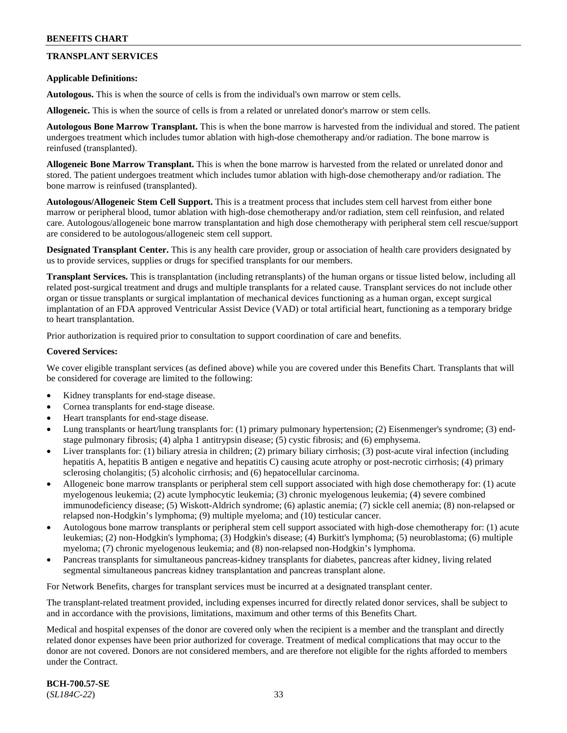## TRANSPLANT SERVICES

**Applicable Definitions:**

**Autologous.** This is when the source of cells is from the individual's own marrow or stem cells.

**Allogeneic.** This is when the source of cells is from a related or unrelated donor's marrow or stem cells.

**Autologous Bone Marrow Transplant.** This is when the bone marrow is harvested from the individual and stored. The patient undergoes treatment which includes tumor ablation with high-dose chemotherapy and/or radiation. The bone marrow is reinfused (transplanted).

**Allogeneic Bone Marrow Transplant.** This is when the bone marrow is harvested from the related or unrelated donor and stored. The patient undergoes treatment which includes tumor ablation with high-dose chemotherapy and/or radiation. The bone marrow is reinfused (transplanted).

**Autologous/Allogeneic Stem Cell Support.** This is a treatment process that includes stem cell harvest from either bone marrow or peripheral blood, tumor ablation with high-dose chemotherapy and/or radiation, stem cell reinfusion, and related care. Autologous/allogeneic bone marrow transplantation and high dose chemotherapy with peripheral stem cell rescue/support are considered to be autologous/allogeneic stem cell support.

**Designated Transplant Center.** This is any health care provider, group or association of health care providers designated by us to provide services, supplies or drugs for specified transplants for our members.

**Transplant Services.** This is transplantation (including retransplants) of the human organs or tissue listed below, including all related post-surgical treatment and drugs and multiple transplants for a related cause. Transplant services do not include other organ or tissue transplants or surgical implantation of mechanical devices functioning as a human organ, except surgical implantation of an FDA approved Ventricular Assist Device (VAD) or total artificial heart, functioning as a temporary bridge to heart transplantation.

Prior authorization is required prior to consultation to support coordination of care and benefits.

**Covered Services:**

We cover eligible transplant services (as defined above) while you are covered under this Benefits Chart. Transplants that will be considered for coverage are limited to the following:

- Kidney transplants for end-stage disease.
- Cornea transplants for end-stage disease.
- Heart transplants for end-stage disease.
- Lung transplants or heart/lung transplants for: (1) primary pulmonary hypertension; (2) Eisenmenger's syndrome; (3) end-stage pulmonary fibrosis; (4) alpha 1 antitrypsin disease; (5) cystic fibrosis; and (6) emphysema.
- Liver transplants for: (1) biliary atresia in children; (2) primary biliary cirrhosis; (3) post-acute viral infection (including hepatitis A, hepatitis B antigen e negative and hepatitis C) causing acute atrophy or post-necrotic cirrhosis; (4) primary sclerosing cholangitis; (5) alcoholic cirrhosis; and (6) hepatocellular carcinoma.
- Allogeneic bone marrow transplants or peripheral stem cell support associated with high dose chemotherapy for: (1) acute myelogenous leukemia; (2) acute lymphocytic leukemia; (3) chronic myelogenous leukemia; (4) severe combined immunodeficiency disease; (5) Wiskott-Aldrich syndrome; (6) aplastic anemia; (7) sickle cell anemia; (8) non-relapsed or relapsed non-Hodgkin's lymphoma; (9) multiple myeloma; and (10) testicular cancer.
- Autologous bone marrow transplants or peripheral stem cell support associated with high-dose chemotherapy for: (1) acute leukemias; (2) non-Hodgkin's lymphoma; (3) Hodgkin's disease; (4) Burkitt's lymphoma; (5) neuroblastoma; (6) multiple myeloma; (7) chronic myelogenous leukemia; and (8) non-relapsed non-Hodgkin's lymphoma.
- Pancreas transplants for simultaneous pancreas-kidney transplants for diabetes, pancreas after kidney, living related segmental simultaneous pancreas kidney transplantation and pancreas transplant alone.

For Network Benefits, charges for transplant services must be incurred at a designated transplant center.

The transplant-related treatment provided, including expenses incurred for directly related donor services, shall be subject to and in accordance with the provisions, limitations, maximum and other terms of this Benefits Chart.

Medical and hospital expenses of the donor are covered only when the recipient is a member and the transplant and directly related donor expenses have been prior authorized for coverage. Treatment of medical complications that may occur to the donor are not covered. Donors are not considered members, and are therefore not eligible for the rights afforded to members under the Contract.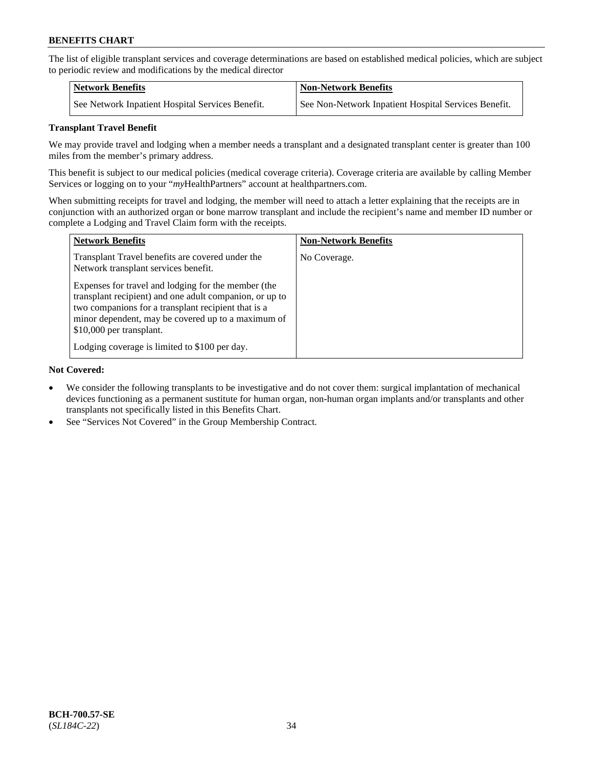The list of eligible transplant services and coverage determinations are based on established medical policies, which are subject to periodic review and modifications by the medical director

| Network Benefits | Non-Network Benefits |
| --- | --- |
| See Network Inpatient Hospital Services Benefit. | See Non-Network Inpatient Hospital Services Benefit. |

**Transplant Travel Benefit**

We may provide travel and lodging when a member needs a transplant and a designated transplant center is greater than 100 miles from the member's primary address.

This benefit is subject to our medical policies (medical coverage criteria). Coverage criteria are available by calling Member Services or logging on to your "*my*HealthPartners" account at healthpartners.com.

When submitting receipts for travel and lodging, the member will need to attach a letter explaining that the receipts are in conjunction with an authorized organ or bone marrow transplant and include the recipient's name and member ID number or complete a Lodging and Travel Claim form with the receipts.

| Network Benefits | Non-Network Benefits |
| --- | --- |
| Transplant Travel benefits are covered under the Network transplant services benefit.<br><br>Expenses for travel and lodging for the member (the transplant recipient) and one adult companion, or up to two companions for a transplant recipient that is a minor dependent, may be covered up to a maximum of $10,000 per transplant.<br><br>Lodging coverage is limited to $100 per day. | No Coverage. |

**Not Covered:**

- We consider the following transplants to be investigative and do not cover them: surgical implantation of mechanical devices functioning as a permanent sustitute for human organ, non-human organ implants and/or transplants and other transplants not specifically listed in this Benefits Chart.
- See "Services Not Covered" in the Group Membership Contract.